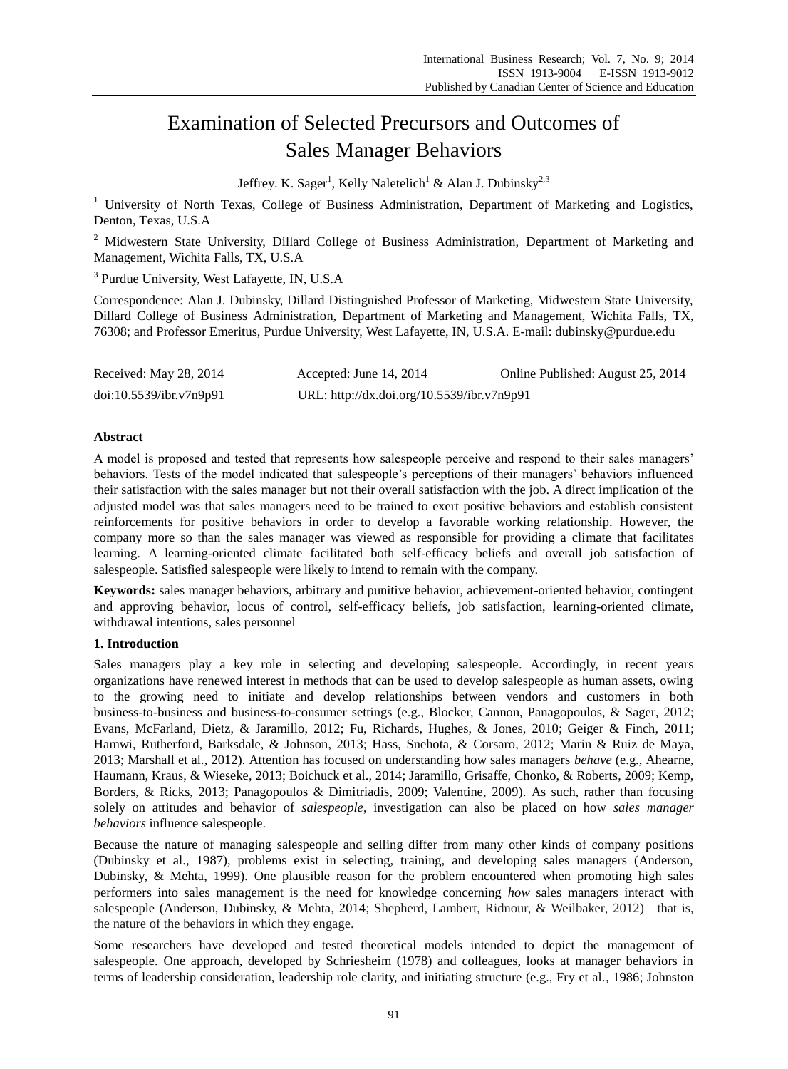# Examination of Selected Precursors and Outcomes of Sales Manager Behaviors

Jeffrey. K. Sager[1], Kelly Naletelich[1] & Alan J. Dubinsky[2,3]

[1] University of North Texas, College of Business Administration, Department of Marketing and Logistics, Denton, Texas, U.S.A

[2] Midwestern State University, Dillard College of Business Administration, Department of Marketing and Management, Wichita Falls, TX, U.S.A

[3] Purdue University, West Lafayette, IN, U.S.A

Correspondence: Alan J. Dubinsky, Dillard Distinguished Professor of Marketing, Midwestern State University, Dillard College of Business Administration, Department of Marketing and Management, Wichita Falls, TX, 76308; and Professor Emeritus, Purdue University, West Lafayette, IN, U.S.A. E-mail: dubinsky@purdue.edu

Received: May 28, 2014 Accepted: June 14, 2014 Online Published: August 25, 2014

doi:10.5539/ibr.v7n9p91 URL: http://dx.doi.org/10.5539/ibr.v7n9p91

**Abstract**

A model is proposed and tested that represents how salespeople perceive and respond to their sales managers' behaviors. Tests of the model indicated that salespeople's perceptions of their managers' behaviors influenced their satisfaction with the sales manager but not their overall satisfaction with the job. A direct implication of the adjusted model was that sales managers need to be trained to exert positive behaviors and establish consistent reinforcements for positive behaviors in order to develop a favorable working relationship. However, the company more so than the sales manager was viewed as responsible for providing a climate that facilitates learning. A learning-oriented climate facilitated both self-efficacy beliefs and overall job satisfaction of salespeople. Satisfied salespeople were likely to intend to remain with the company.

**Keywords:** sales manager behaviors, arbitrary and punitive behavior, achievement-oriented behavior, contingent and approving behavior, locus of control, self-efficacy beliefs, job satisfaction, learning-oriented climate, withdrawal intentions, sales personnel

## 1. Introduction

Sales managers play a key role in selecting and developing salespeople. Accordingly, in recent years organizations have renewed interest in methods that can be used to develop salespeople as human assets, owing to the growing need to initiate and develop relationships between vendors and customers in both business-to-business and business-to-consumer settings (e.g., Blocker, Cannon, Panagopoulos, & Sager, 2012; Evans, McFarland, Dietz, & Jaramillo, 2012; Fu, Richards, Hughes, & Jones, 2010; Geiger & Finch, 2011; Hamwi, Rutherford, Barksdale, & Johnson, 2013; Hass, Snehota, & Corsaro, 2012; Marin & Ruiz de Maya, 2013; Marshall et al., 2012). Attention has focused on understanding how sales managers *behave* (e.g., Ahearne, Haumann, Kraus, & Wieseke, 2013; Boichuck et al., 2014; Jaramillo, Grisaffe, Chonko, & Roberts, 2009; Kemp, Borders, & Ricks, 2013; Panagopoulos & Dimitriadis, 2009; Valentine, 2009). As such, rather than focusing solely on attitudes and behavior of *salespeople*, investigation can also be placed on how *sales manager behaviors* influence salespeople.

Because the nature of managing salespeople and selling differ from many other kinds of company positions (Dubinsky et al., 1987), problems exist in selecting, training, and developing sales managers (Anderson, Dubinsky, & Mehta, 1999). One plausible reason for the problem encountered when promoting high sales performers into sales management is the need for knowledge concerning *how* sales managers interact with salespeople (Anderson, Dubinsky, & Mehta, 2014; Shepherd, Lambert, Ridnour, & Weilbaker, 2012)—that is, the nature of the behaviors in which they engage.

Some researchers have developed and tested theoretical models intended to depict the management of salespeople. One approach, developed by Schriesheim (1978) and colleagues, looks at manager behaviors in terms of leadership consideration, leadership role clarity, and initiating structure (e.g., Fry et al., 1986; Johnston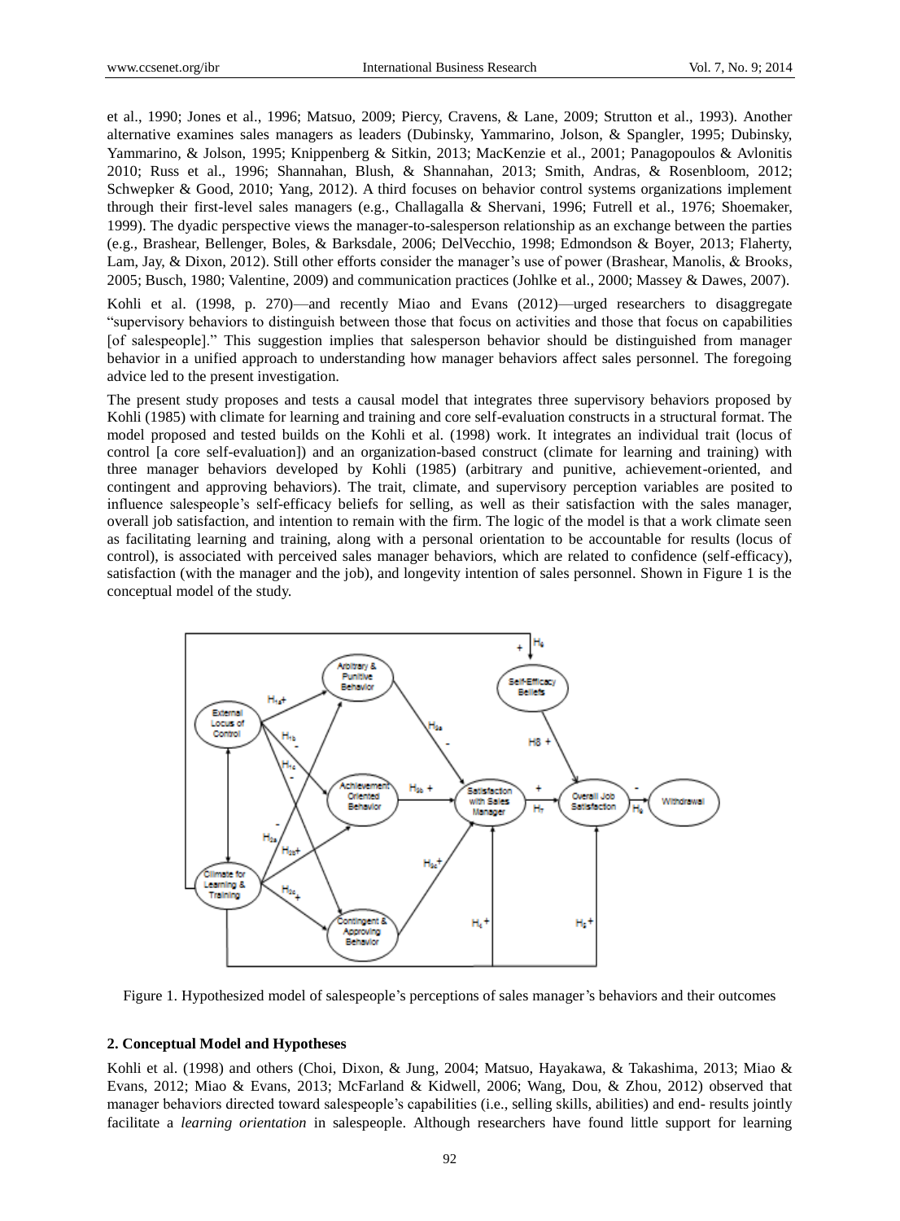et al., 1990; Jones et al., 1996; Matsuo, 2009; Piercy, Cravens, & Lane, 2009; Strutton et al., 1993). Another alternative examines sales managers as leaders (Dubinsky, Yammarino, Jolson, & Spangler, 1995; Dubinsky, Yammarino, & Jolson, 1995; Knippenberg & Sitkin, 2013; MacKenzie et al., 2001; Panagopoulos & Avlonitis 2010; Russ et al., 1996; Shannahan, Blush, & Shannahan, 2013; Smith, Andras, & Rosenbloom, 2012; Schwepker & Good, 2010; Yang, 2012). A third focuses on behavior control systems organizations implement through their first-level sales managers (e.g., Challagalla & Shervani, 1996; Futrell et al., 1976; Shoemaker, 1999). The dyadic perspective views the manager-to-salesperson relationship as an exchange between the parties (e.g., Brashear, Bellenger, Boles, & Barksdale, 2006; DelVecchio, 1998; Edmondson & Boyer, 2013; Flaherty, Lam, Jay, & Dixon, 2012). Still other efforts consider the manager's use of power (Brashear, Manolis, & Brooks, 2005; Busch, 1980; Valentine, 2009) and communication practices (Johlke et al., 2000; Massey & Dawes, 2007).

Kohli et al. (1998, p. 270)—and recently Miao and Evans (2012)—urged researchers to disaggregate "supervisory behaviors to distinguish between those that focus on activities and those that focus on capabilities [of salespeople]." This suggestion implies that salesperson behavior should be distinguished from manager behavior in a unified approach to understanding how manager behaviors affect sales personnel. The foregoing advice led to the present investigation.

The present study proposes and tests a causal model that integrates three supervisory behaviors proposed by Kohli (1985) with climate for learning and training and core self-evaluation constructs in a structural format. The model proposed and tested builds on the Kohli et al. (1998) work. It integrates an individual trait (locus of control [a core self-evaluation]) and an organization-based construct (climate for learning and training) with three manager behaviors developed by Kohli (1985) (arbitrary and punitive, achievement-oriented, and contingent and approving behaviors). The trait, climate, and supervisory perception variables are posited to influence salespeople's self-efficacy beliefs for selling, as well as their satisfaction with the sales manager, overall job satisfaction, and intention to remain with the firm. The logic of the model is that a work climate seen as facilitating learning and training, along with a personal orientation to be accountable for results (locus of control), is associated with perceived sales manager behaviors, which are related to confidence (self-efficacy), satisfaction (with the manager and the job), and longevity intention of sales personnel. Shown in Figure 1 is the conceptual model of the study.

Figure 1. Hypothesized model of salespeople's perceptions of sales manager's behaviors and their outcomes

## 2. Conceptual Model and Hypotheses

Kohli et al. (1998) and others (Choi, Dixon, & Jung, 2004; Matsuo, Hayakawa, & Takashima, 2013; Miao & Evans, 2012; Miao & Evans, 2013; McFarland & Kidwell, 2006; Wang, Dou, & Zhou, 2012) observed that manager behaviors directed toward salespeople's capabilities (i.e., selling skills, abilities) and end- results jointly facilitate a *learning orientation* in salespeople. Although researchers have found little support for learning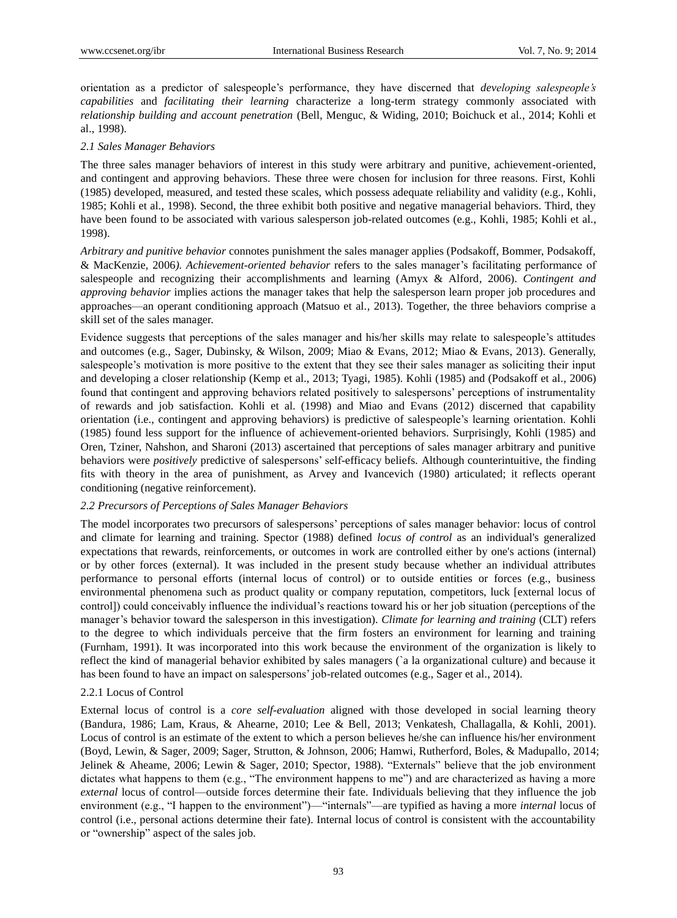orientation as a predictor of salespeople's performance, they have discerned that *developing salespeople's capabilities* and *facilitating their learning* characterize a long-term strategy commonly associated with *relationship building and account penetration* (Bell, Menguc, & Widing, 2010; Boichuck et al., 2014; Kohli et al., 1998).

### *2.1 Sales Manager Behaviors*

The three sales manager behaviors of interest in this study were arbitrary and punitive, achievement-oriented, and contingent and approving behaviors. These three were chosen for inclusion for three reasons. First, Kohli (1985) developed, measured, and tested these scales, which possess adequate reliability and validity (e.g., Kohli, 1985; Kohli et al., 1998). Second, the three exhibit both positive and negative managerial behaviors. Third, they have been found to be associated with various salesperson job-related outcomes (e.g., Kohli, 1985; Kohli et al., 1998).

*Arbitrary and punitive behavior* connotes punishment the sales manager applies (Podsakoff, Bommer, Podsakoff, & MacKenzie, 2006*). Achievement-oriented behavior* refers to the sales manager's facilitating performance of salespeople and recognizing their accomplishments and learning (Amyx & Alford, 2006). *Contingent and approving behavior* implies actions the manager takes that help the salesperson learn proper job procedures and approaches—an operant conditioning approach (Matsuo et al., 2013). Together, the three behaviors comprise a skill set of the sales manager.

Evidence suggests that perceptions of the sales manager and his/her skills may relate to salespeople's attitudes and outcomes (e.g., Sager, Dubinsky, & Wilson, 2009; Miao & Evans, 2012; Miao & Evans, 2013). Generally, salespeople's motivation is more positive to the extent that they see their sales manager as soliciting their input and developing a closer relationship (Kemp et al., 2013; Tyagi, 1985). Kohli (1985) and (Podsakoff et al., 2006) found that contingent and approving behaviors related positively to salespersons' perceptions of instrumentality of rewards and job satisfaction. Kohli et al. (1998) and Miao and Evans (2012) discerned that capability orientation (i.e., contingent and approving behaviors) is predictive of salespeople's learning orientation. Kohli (1985) found less support for the influence of achievement-oriented behaviors. Surprisingly, Kohli (1985) and Oren, Tziner, Nahshon, and Sharoni (2013) ascertained that perceptions of sales manager arbitrary and punitive behaviors were *positively* predictive of salespersons' self-efficacy beliefs. Although counterintuitive, the finding fits with theory in the area of punishment, as Arvey and Ivancevich (1980) articulated; it reflects operant conditioning (negative reinforcement).

### *2.2 Precursors of Perceptions of Sales Manager Behaviors*

The model incorporates two precursors of salespersons' perceptions of sales manager behavior: locus of control and climate for learning and training. Spector (1988) defined *locus of control* as an individual's generalized expectations that rewards, reinforcements, or outcomes in work are controlled either by one's actions (internal) or by other forces (external). It was included in the present study because whether an individual attributes performance to personal efforts (internal locus of control) or to outside entities or forces (e.g., business environmental phenomena such as product quality or company reputation, competitors, luck [external locus of control]) could conceivably influence the individual's reactions toward his or her job situation (perceptions of the manager's behavior toward the salesperson in this investigation). *Climate for learning and training* (CLT) refers to the degree to which individuals perceive that the firm fosters an environment for learning and training (Furnham, 1991). It was incorporated into this work because the environment of the organization is likely to reflect the kind of managerial behavior exhibited by sales managers (`a la organizational culture) and because it has been found to have an impact on salespersons' job-related outcomes (e.g., Sager et al., 2014).

#### 2.2.1 Locus of Control

External locus of control is a *core self-evaluation* aligned with those developed in social learning theory (Bandura, 1986; Lam, Kraus, & Ahearne, 2010; Lee & Bell, 2013; Venkatesh, Challagalla, & Kohli, 2001). Locus of control is an estimate of the extent to which a person believes he/she can influence his/her environment (Boyd, Lewin, & Sager, 2009; Sager, Strutton, & Johnson, 2006; Hamwi, Rutherford, Boles, & Madupallo, 2014; Jelinek & Aheame, 2006; Lewin & Sager, 2010; Spector, 1988). "Externals" believe that the job environment dictates what happens to them (e.g., "The environment happens to me") and are characterized as having a more *external* locus of control—outside forces determine their fate. Individuals believing that they influence the job environment (e.g., "I happen to the environment")—"internals"—are typified as having a more *internal* locus of control (i.e., personal actions determine their fate). Internal locus of control is consistent with the accountability or "ownership" aspect of the sales job.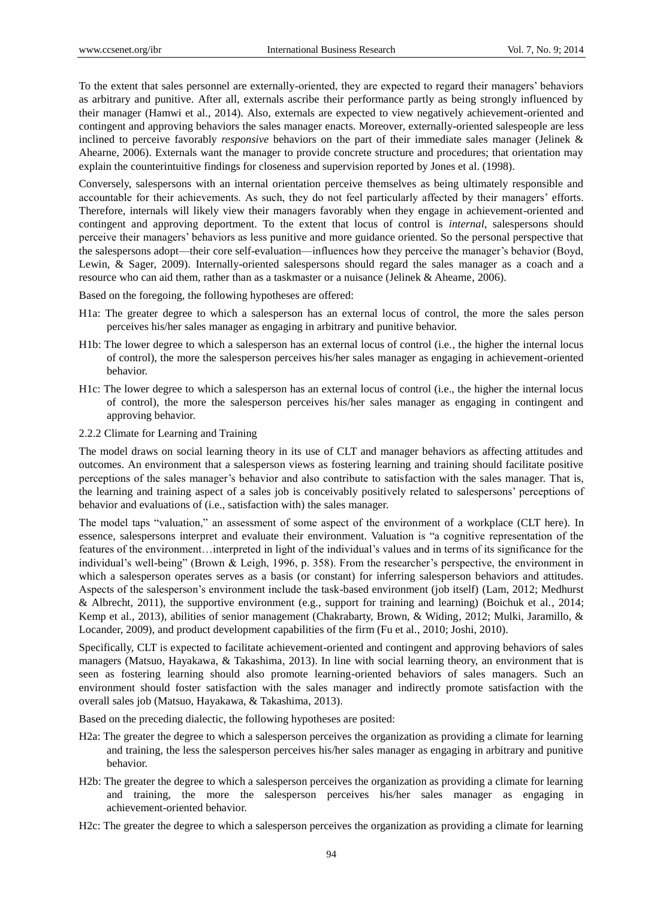To the extent that sales personnel are externally-oriented, they are expected to regard their managers' behaviors as arbitrary and punitive. After all, externals ascribe their performance partly as being strongly influenced by their manager (Hamwi et al., 2014). Also, externals are expected to view negatively achievement-oriented and contingent and approving behaviors the sales manager enacts. Moreover, externally-oriented salespeople are less inclined to perceive favorably *responsive* behaviors on the part of their immediate sales manager (Jelinek & Ahearne, 2006). Externals want the manager to provide concrete structure and procedures; that orientation may explain the counterintuitive findings for closeness and supervision reported by Jones et al. (1998).

Conversely, salespersons with an internal orientation perceive themselves as being ultimately responsible and accountable for their achievements. As such, they do not feel particularly affected by their managers' efforts. Therefore, internals will likely view their managers favorably when they engage in achievement-oriented and contingent and approving deportment. To the extent that locus of control is *internal*, salespersons should perceive their managers' behaviors as less punitive and more guidance oriented. So the personal perspective that the salespersons adopt—their core self-evaluation—influences how they perceive the manager's behavior (Boyd, Lewin, & Sager, 2009). Internally-oriented salespersons should regard the sales manager as a coach and a resource who can aid them, rather than as a taskmaster or a nuisance (Jelinek & Aheame, 2006).

Based on the foregoing, the following hypotheses are offered:

H1a: The greater degree to which a salesperson has an external locus of control, the more the sales person perceives his/her sales manager as engaging in arbitrary and punitive behavior.

H1b: The lower degree to which a salesperson has an external locus of control (i.e., the higher the internal locus of control), the more the salesperson perceives his/her sales manager as engaging in achievement-oriented behavior.

H1c: The lower degree to which a salesperson has an external locus of control (i.e., the higher the internal locus of control), the more the salesperson perceives his/her sales manager as engaging in contingent and approving behavior.

2.2.2 Climate for Learning and Training

The model draws on social learning theory in its use of CLT and manager behaviors as affecting attitudes and outcomes. An environment that a salesperson views as fostering learning and training should facilitate positive perceptions of the sales manager's behavior and also contribute to satisfaction with the sales manager. That is, the learning and training aspect of a sales job is conceivably positively related to salespersons' perceptions of behavior and evaluations of (i.e., satisfaction with) the sales manager.

The model taps "valuation," an assessment of some aspect of the environment of a workplace (CLT here). In essence, salespersons interpret and evaluate their environment. Valuation is "a cognitive representation of the features of the environment…interpreted in light of the individual's values and in terms of its significance for the individual's well-being" (Brown & Leigh, 1996, p. 358). From the researcher's perspective, the environment in which a salesperson operates serves as a basis (or constant) for inferring salesperson behaviors and attitudes. Aspects of the salesperson's environment include the task-based environment (job itself) (Lam, 2012; Medhurst & Albrecht, 2011), the supportive environment (e.g., support for training and learning) (Boichuk et al., 2014; Kemp et al., 2013), abilities of senior management (Chakrabarty, Brown, & Widing, 2012; Mulki, Jaramillo, & Locander, 2009), and product development capabilities of the firm (Fu et al., 2010; Joshi, 2010).

Specifically, CLT is expected to facilitate achievement-oriented and contingent and approving behaviors of sales managers (Matsuo, Hayakawa, & Takashima, 2013). In line with social learning theory, an environment that is seen as fostering learning should also promote learning-oriented behaviors of sales managers. Such an environment should foster satisfaction with the sales manager and indirectly promote satisfaction with the overall sales job (Matsuo, Hayakawa, & Takashima, 2013).

Based on the preceding dialectic, the following hypotheses are posited:

H2a: The greater the degree to which a salesperson perceives the organization as providing a climate for learning and training, the less the salesperson perceives his/her sales manager as engaging in arbitrary and punitive behavior.

H2b: The greater the degree to which a salesperson perceives the organization as providing a climate for learning and training, the more the salesperson perceives his/her sales manager as engaging in achievement-oriented behavior.

H2c: The greater the degree to which a salesperson perceives the organization as providing a climate for learning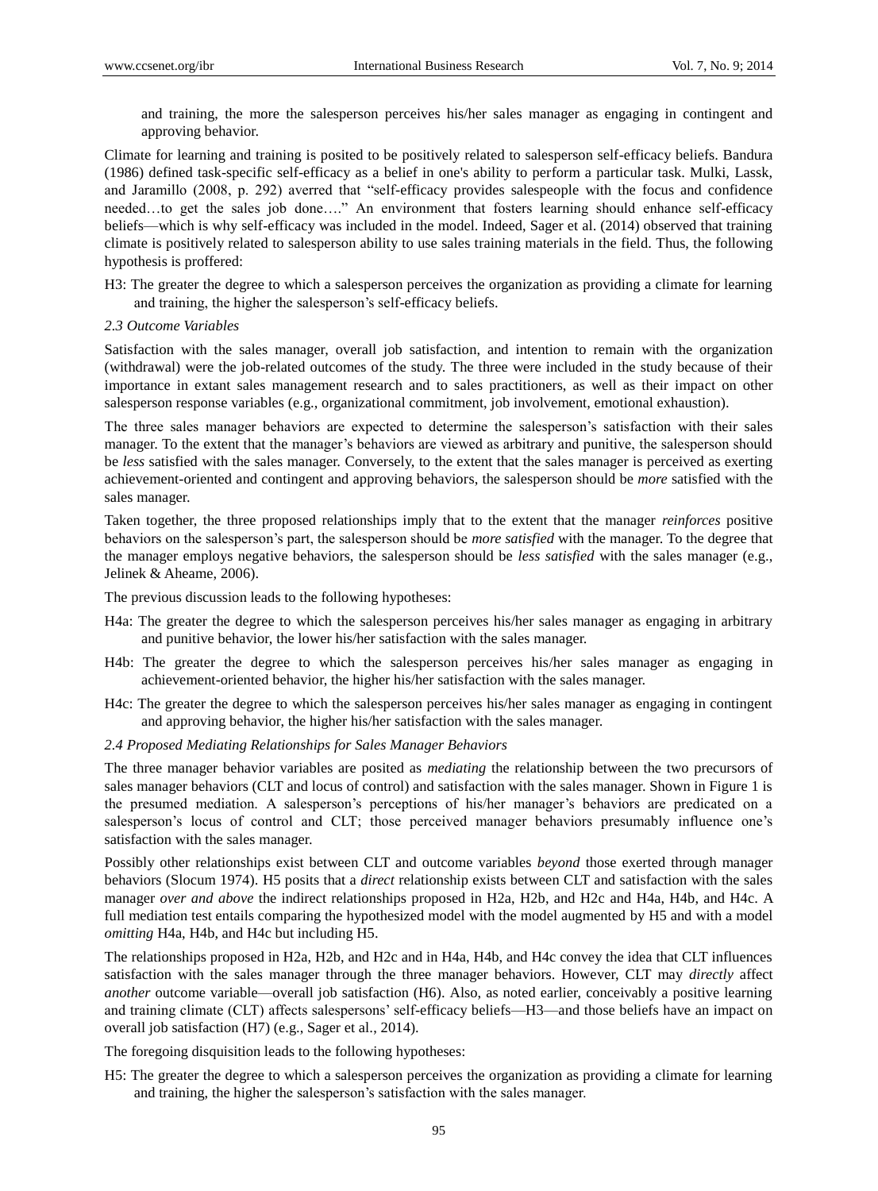and training, the more the salesperson perceives his/her sales manager as engaging in contingent and approving behavior.

Climate for learning and training is posited to be positively related to salesperson self-efficacy beliefs. Bandura (1986) defined task-specific self-efficacy as a belief in one's ability to perform a particular task. Mulki, Lassk, and Jaramillo (2008, p. 292) averred that "self-efficacy provides salespeople with the focus and confidence needed…to get the sales job done…." An environment that fosters learning should enhance self-efficacy beliefs—which is why self-efficacy was included in the model. Indeed, Sager et al. (2014) observed that training climate is positively related to salesperson ability to use sales training materials in the field. Thus, the following hypothesis is proffered:

H3: The greater the degree to which a salesperson perceives the organization as providing a climate for learning and training, the higher the salesperson's self-efficacy beliefs.

### *2.3 Outcome Variables*

Satisfaction with the sales manager, overall job satisfaction, and intention to remain with the organization (withdrawal) were the job-related outcomes of the study. The three were included in the study because of their importance in extant sales management research and to sales practitioners, as well as their impact on other salesperson response variables (e.g., organizational commitment, job involvement, emotional exhaustion).

The three sales manager behaviors are expected to determine the salesperson's satisfaction with their sales manager. To the extent that the manager's behaviors are viewed as arbitrary and punitive, the salesperson should be *less* satisfied with the sales manager. Conversely, to the extent that the sales manager is perceived as exerting achievement-oriented and contingent and approving behaviors, the salesperson should be *more* satisfied with the sales manager.

Taken together, the three proposed relationships imply that to the extent that the manager *reinforces* positive behaviors on the salesperson's part, the salesperson should be *more satisfied* with the manager. To the degree that the manager employs negative behaviors, the salesperson should be *less satisfied* with the sales manager (e.g., Jelinek & Aheame, 2006).

The previous discussion leads to the following hypotheses:

H4a: The greater the degree to which the salesperson perceives his/her sales manager as engaging in arbitrary and punitive behavior, the lower his/her satisfaction with the sales manager.

H4b: The greater the degree to which the salesperson perceives his/her sales manager as engaging in achievement-oriented behavior, the higher his/her satisfaction with the sales manager.

H4c: The greater the degree to which the salesperson perceives his/her sales manager as engaging in contingent and approving behavior, the higher his/her satisfaction with the sales manager.

### *2.4 Proposed Mediating Relationships for Sales Manager Behaviors*

The three manager behavior variables are posited as *mediating* the relationship between the two precursors of sales manager behaviors (CLT and locus of control) and satisfaction with the sales manager. Shown in Figure 1 is the presumed mediation. A salesperson's perceptions of his/her manager's behaviors are predicated on a salesperson's locus of control and CLT; those perceived manager behaviors presumably influence one's satisfaction with the sales manager.

Possibly other relationships exist between CLT and outcome variables *beyond* those exerted through manager behaviors (Slocum 1974). H5 posits that a *direct* relationship exists between CLT and satisfaction with the sales manager *over and above* the indirect relationships proposed in H2a, H2b, and H2c and H4a, H4b, and H4c. A full mediation test entails comparing the hypothesized model with the model augmented by H5 and with a model *omitting* H4a, H4b, and H4c but including H5.

The relationships proposed in H2a, H2b, and H2c and in H4a, H4b, and H4c convey the idea that CLT influences satisfaction with the sales manager through the three manager behaviors. However, CLT may *directly* affect *another* outcome variable—overall job satisfaction (H6). Also, as noted earlier, conceivably a positive learning and training climate (CLT) affects salespersons' self-efficacy beliefs—H3—and those beliefs have an impact on overall job satisfaction (H7) (e.g., Sager et al., 2014).

The foregoing disquisition leads to the following hypotheses:

H5: The greater the degree to which a salesperson perceives the organization as providing a climate for learning and training, the higher the salesperson's satisfaction with the sales manager.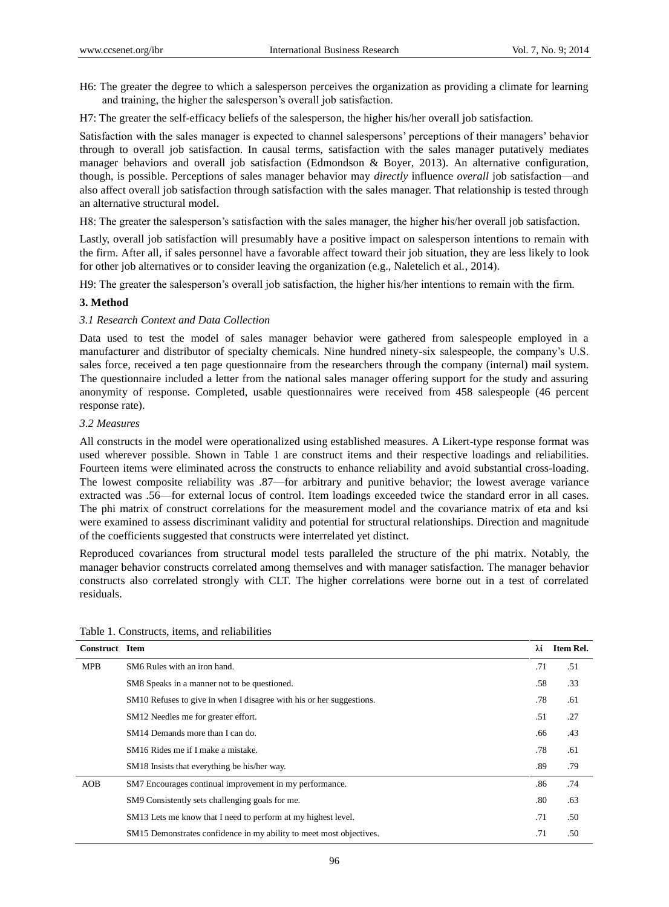H6: The greater the degree to which a salesperson perceives the organization as providing a climate for learning and training, the higher the salesperson's overall job satisfaction.

H7: The greater the self-efficacy beliefs of the salesperson, the higher his/her overall job satisfaction.

Satisfaction with the sales manager is expected to channel salespersons' perceptions of their managers' behavior through to overall job satisfaction. In causal terms, satisfaction with the sales manager putatively mediates manager behaviors and overall job satisfaction (Edmondson & Boyer, 2013). An alternative configuration, though, is possible. Perceptions of sales manager behavior may *directly* influence *overall* job satisfaction—and also affect overall job satisfaction through satisfaction with the sales manager. That relationship is tested through an alternative structural model.

H8: The greater the salesperson's satisfaction with the sales manager, the higher his/her overall job satisfaction.

Lastly, overall job satisfaction will presumably have a positive impact on salesperson intentions to remain with the firm. After all, if sales personnel have a favorable affect toward their job situation, they are less likely to look for other job alternatives or to consider leaving the organization (e.g., Naletelich et al., 2014).

H9: The greater the salesperson's overall job satisfaction, the higher his/her intentions to remain with the firm.

## 3. Method

### 3.1 Research Context and Data Collection

Data used to test the model of sales manager behavior were gathered from salespeople employed in a manufacturer and distributor of specialty chemicals. Nine hundred ninety-six salespeople, the company's U.S. sales force, received a ten page questionnaire from the researchers through the company (internal) mail system. The questionnaire included a letter from the national sales manager offering support for the study and assuring anonymity of response. Completed, usable questionnaires were received from 458 salespeople (46 percent response rate).

### 3.2 Measures

All constructs in the model were operationalized using established measures. A Likert-type response format was used wherever possible. Shown in Table 1 are construct items and their respective loadings and reliabilities. Fourteen items were eliminated across the constructs to enhance reliability and avoid substantial cross-loading. The lowest composite reliability was .87—for arbitrary and punitive behavior; the lowest average variance extracted was .56—for external locus of control. Item loadings exceeded twice the standard error in all cases. The phi matrix of construct correlations for the measurement model and the covariance matrix of eta and ksi were examined to assess discriminant validity and potential for structural relationships. Direction and magnitude of the coefficients suggested that constructs were interrelated yet distinct.

Reproduced covariances from structural model tests paralleled the structure of the phi matrix. Notably, the manager behavior constructs correlated among themselves and with manager satisfaction. The manager behavior constructs also correlated strongly with CLT. The higher correlations were borne out in a test of correlated residuals.

Table 1. Constructs, items, and reliabilities

| Construct | Item | $\lambda i$ | Item Rel. |
|---|---|---|---|
| MPB | SM6 Rules with an iron hand. | .71 | .51 |
| | SM8 Speaks in a manner not to be questioned. | .58 | .33 |
| | SM10 Refuses to give in when I disagree with his or her suggestions. | .78 | .61 |
| | SM12 Needles me for greater effort. | .51 | .27 |
| | SM14 Demands more than I can do. | .66 | .43 |
| | SM16 Rides me if I make a mistake. | .78 | .61 |
| | SM18 Insists that everything be his/her way. | .89 | .79 |
| AOB | SM7 Encourages continual improvement in my performance. | .86 | .74 |
| | SM9 Consistently sets challenging goals for me. | .80 | .63 |
| | SM13 Lets me know that I need to perform at my highest level. | .71 | .50 |
| | SM15 Demonstrates confidence in my ability to meet most objectives. | .71 | .50 |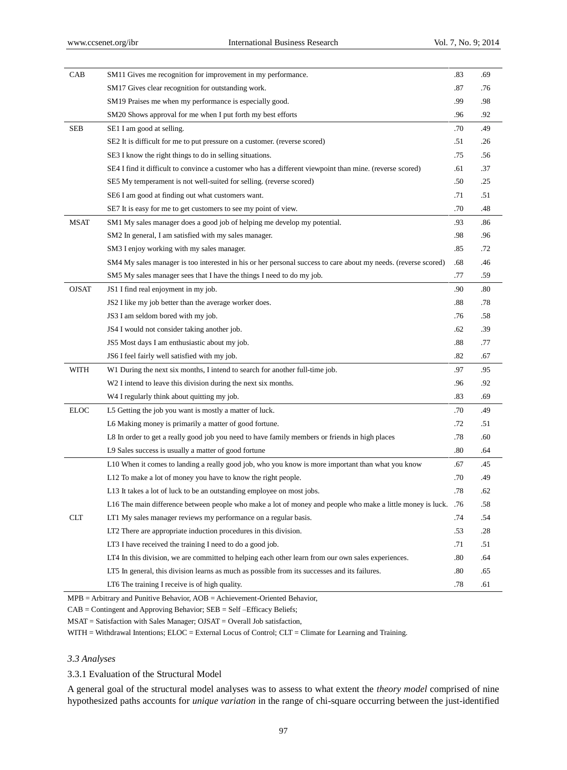| | | | |
|---|---|---|---|
| CAB | SM11 Gives me recognition for improvement in my performance. | .83 | .69 |
| | SM17 Gives clear recognition for outstanding work. | .87 | .76 |
| | SM19 Praises me when my performance is especially good. | .99 | .98 |
| | SM20 Shows approval for me when I put forth my best efforts | .96 | .92 |
| SEB | SE1 I am good at selling. | .70 | .49 |
| | SE2 It is difficult for me to put pressure on a customer. (reverse scored) | .51 | .26 |
| | SE3 I know the right things to do in selling situations. | .75 | .56 |
| | SE4 I find it difficult to convince a customer who has a different viewpoint than mine. (reverse scored) | .61 | .37 |
| | SE5 My temperament is not well-suited for selling. (reverse scored) | .50 | .25 |
| | SE6 I am good at finding out what customers want. | .71 | .51 |
| | SE7 It is easy for me to get customers to see my point of view. | .70 | .48 |
| MSAT | SM1 My sales manager does a good job of helping me develop my potential. | .93 | .86 |
| | SM2 In general, I am satisfied with my sales manager. | .98 | .96 |
| | SM3 I enjoy working with my sales manager. | .85 | .72 |
| | SM4 My sales manager is too interested in his or her personal success to care about my needs. (reverse scored) | .68 | .46 |
| | SM5 My sales manager sees that I have the things I need to do my job. | .77 | .59 |
| OJSAT | JS1 I find real enjoyment in my job. | .90 | .80 |
| | JS2 I like my job better than the average worker does. | .88 | .78 |
| | JS3 I am seldom bored with my job. | .76 | .58 |
| | JS4 I would not consider taking another job. | .62 | .39 |
| | JS5 Most days I am enthusiastic about my job. | .88 | .77 |
| | JS6 I feel fairly well satisfied with my job. | .82 | .67 |
| WITH | W1 During the next six months, I intend to search for another full-time job. | .97 | .95 |
| | W2 I intend to leave this division during the next six months. | .96 | .92 |
| | W4 I regularly think about quitting my job. | .83 | .69 |
| ELOC | L5 Getting the job you want is mostly a matter of luck. | .70 | .49 |
| | L6 Making money is primarily a matter of good fortune. | .72 | .51 |
| | L8 In order to get a really good job you need to have family members or friends in high places | .78 | .60 |
| | L9 Sales success is usually a matter of good fortune | .80 | .64 |
| | L10 When it comes to landing a really good job, who you know is more important than what you know | .67 | .45 |
| | L12 To make a lot of money you have to know the right people. | .70 | .49 |
| | L13 It takes a lot of luck to be an outstanding employee on most jobs. | .78 | .62 |
| | L16 The main difference between people who make a lot of money and people who make a little money is luck. | .76 | .58 |
| CLT | LT1 My sales manager reviews my performance on a regular basis. | .74 | .54 |
| | LT2 There are appropriate induction procedures in this division. | .53 | .28 |
| | LT3 I have received the training I need to do a good job. | .71 | .51 |
| | LT4 In this division, we are committed to helping each other learn from our own sales experiences. | .80 | .64 |
| | LT5 In general, this division learns as much as possible from its successes and its failures. | .80 | .65 |
| | LT6 The training I receive is of high quality. | .78 | .61 |

MPB = Arbitrary and Punitive Behavior, AOB = Achievement-Oriented Behavior,

CAB = Contingent and Approving Behavior; SEB = Self –Efficacy Beliefs;

MSAT = Satisfaction with Sales Manager; OJSAT = Overall Job satisfaction,

WITH = Withdrawal Intentions; ELOC = External Locus of Control; CLT = Climate for Learning and Training.

### *3.3 Analyses*

#### 3.3.1 Evaluation of the Structural Model

A general goal of the structural model analyses was to assess to what extent the *theory model* comprised of nine hypothesized paths accounts for *unique variation* in the range of chi-square occurring between the just-identified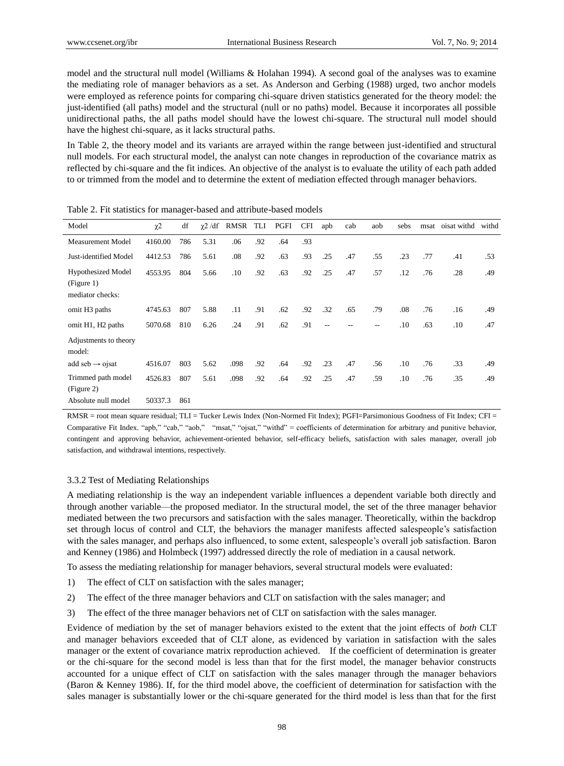model and the structural null model (Williams & Holahan 1994). A second goal of the analyses was to examine the mediating role of manager behaviors as a set. As Anderson and Gerbing (1988) urged, two anchor models were employed as reference points for comparing chi-square driven statistics generated for the theory model: the just-identified (all paths) model and the structural (null or no paths) model. Because it incorporates all possible unidirectional paths, the all paths model should have the lowest chi-square. The structural null model should have the highest chi-square, as it lacks structural paths.

In Table 2, the theory model and its variants are arrayed within the range between just-identified and structural null models. For each structural model, the analyst can note changes in reproduction of the covariance matrix as reflected by chi-square and the fit indices. An objective of the analyst is to evaluate the utility of each path added to or trimmed from the model and to determine the extent of mediation effected through manager behaviors.

Table 2. Fit statistics for manager-based and attribute-based models

| Model | $\chi^2$ | df | $\chi^2$/df | RMSR | TLI | PGFI | CFI | apb | cab | aob | sebs | msat | oisat withd | withd |
|---|---|---|---|---|---|---|---|---|---|---|---|---|---|---|
| Measurement Model | 4160.00 | 786 | 5.31 | .06 | .92 | .64 | .93 | | | | | | | |
| Just-identified Model | 4412.53 | 786 | 5.61 | .08 | .92 | .63 | .93 | .25 | .47 | .55 | .23 | .77 | .41 | .53 |
| Hypothesized Model (Figure 1) | 4553.95 | 804 | 5.66 | .10 | .92 | .63 | .92 | .25 | .47 | .57 | .12 | .76 | .28 | .49 |
| mediator checks: | | | | | | | | | | | | | | |
| omit H3 paths | 4745.63 | 807 | 5.88 | .11 | .91 | .62 | .92 | .32 | .65 | .79 | .08 | .76 | .16 | .49 |
| omit H1, H2 paths | 5070.68 | 810 | 6.26 | .24 | .91 | .62 | .91 | -- | -- | -- | .10 | .63 | .10 | .47 |
| Adjustments to theory model: | | | | | | | | | | | | | | |
| add seb → ojsat | 4516.07 | 803 | 5.62 | .098 | .92 | .64 | .92 | .23 | .47 | .56 | .10 | .76 | .33 | .49 |
| Trimmed path model (Figure 2) | 4526.83 | 807 | 5.61 | .098 | .92 | .64 | .92 | .25 | .47 | .59 | .10 | .76 | .35 | .49 |
| Absolute null model | 50337.3 | 861 | | | | | | | | | | | | |

RMSR = root mean square residual; TLI = Tucker Lewis Index (Non-Normed Fit Index); PGFI=Parsimonious Goodness of Fit Index; CFI = Comparative Fit Index. "apb," "cab," "aob," "msat," "ojsat," "withd" = coefficients of determination for arbitrary and punitive behavior, contingent and approving behavior, achievement-oriented behavior, self-efficacy beliefs, satisfaction with sales manager, overall job satisfaction, and withdrawal intentions, respectively.

### 3.3.2 Test of Mediating Relationships

A mediating relationship is the way an independent variable influences a dependent variable both directly and through another variable—the proposed mediator. In the structural model, the set of the three manager behavior mediated between the two precursors and satisfaction with the sales manager. Theoretically, within the backdrop set through locus of control and CLT, the behaviors the manager manifests affected salespeople's satisfaction with the sales manager, and perhaps also influenced, to some extent, salespeople's overall job satisfaction. Baron and Kenney (1986) and Holmbeck (1997) addressed directly the role of mediation in a causal network.

To assess the mediating relationship for manager behaviors, several structural models were evaluated:

1) The effect of CLT on satisfaction with the sales manager;
2) The effect of the three manager behaviors and CLT on satisfaction with the sales manager; and
3) The effect of the three manager behaviors net of CLT on satisfaction with the sales manager.

Evidence of mediation by the set of manager behaviors existed to the extent that the joint effects of *both* CLT and manager behaviors exceeded that of CLT alone, as evidenced by variation in satisfaction with the sales manager or the extent of covariance matrix reproduction achieved. If the coefficient of determination is greater or the chi-square for the second model is less than that for the first model, the manager behavior constructs accounted for a unique effect of CLT on satisfaction with the sales manager through the manager behaviors (Baron & Kenney 1986). If, for the third model above, the coefficient of determination for satisfaction with the sales manager is substantially lower or the chi-square generated for the third model is less than that for the first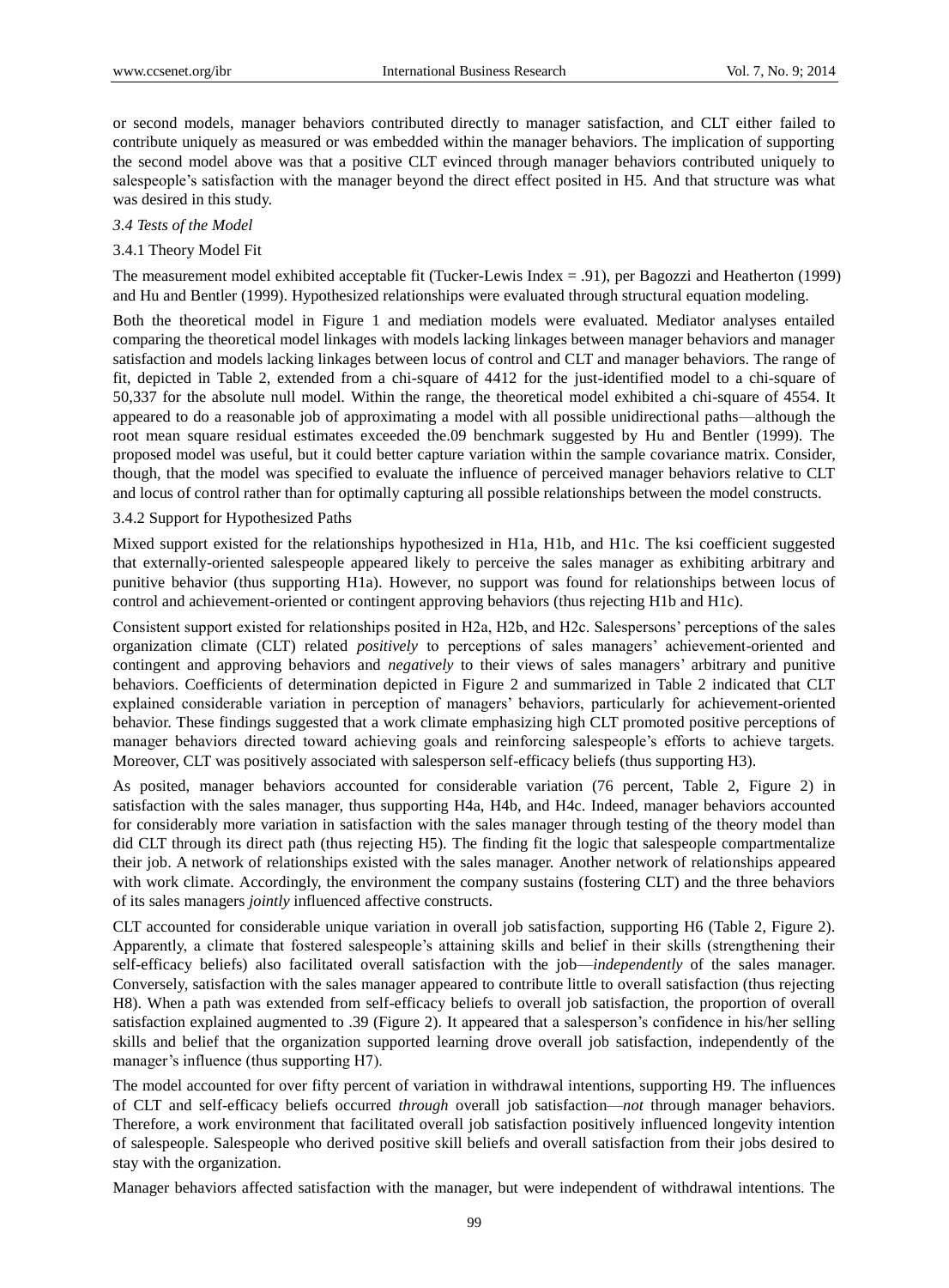or second models, manager behaviors contributed directly to manager satisfaction, and CLT either failed to contribute uniquely as measured or was embedded within the manager behaviors. The implication of supporting the second model above was that a positive CLT evinced through manager behaviors contributed uniquely to salespeople's satisfaction with the manager beyond the direct effect posited in H5. And that structure was what was desired in this study.

### *3.4 Tests of the Model*

#### 3.4.1 Theory Model Fit

The measurement model exhibited acceptable fit (Tucker-Lewis Index = .91), per Bagozzi and Heatherton (1999) and Hu and Bentler (1999). Hypothesized relationships were evaluated through structural equation modeling.

Both the theoretical model in Figure 1 and mediation models were evaluated. Mediator analyses entailed comparing the theoretical model linkages with models lacking linkages between manager behaviors and manager satisfaction and models lacking linkages between locus of control and CLT and manager behaviors. The range of fit, depicted in Table 2, extended from a chi-square of 4412 for the just-identified model to a chi-square of 50,337 for the absolute null model. Within the range, the theoretical model exhibited a chi-square of 4554. It appeared to do a reasonable job of approximating a model with all possible unidirectional paths—although the root mean square residual estimates exceeded the.09 benchmark suggested by Hu and Bentler (1999). The proposed model was useful, but it could better capture variation within the sample covariance matrix. Consider, though, that the model was specified to evaluate the influence of perceived manager behaviors relative to CLT and locus of control rather than for optimally capturing all possible relationships between the model constructs.

#### 3.4.2 Support for Hypothesized Paths

Mixed support existed for the relationships hypothesized in H1a, H1b, and H1c. The ksi coefficient suggested that externally-oriented salespeople appeared likely to perceive the sales manager as exhibiting arbitrary and punitive behavior (thus supporting H1a). However, no support was found for relationships between locus of control and achievement-oriented or contingent approving behaviors (thus rejecting H1b and H1c).

Consistent support existed for relationships posited in H2a, H2b, and H2c. Salespersons' perceptions of the sales organization climate (CLT) related *positively* to perceptions of sales managers' achievement-oriented and contingent and approving behaviors and *negatively* to their views of sales managers' arbitrary and punitive behaviors. Coefficients of determination depicted in Figure 2 and summarized in Table 2 indicated that CLT explained considerable variation in perception of managers' behaviors, particularly for achievement-oriented behavior. These findings suggested that a work climate emphasizing high CLT promoted positive perceptions of manager behaviors directed toward achieving goals and reinforcing salespeople's efforts to achieve targets. Moreover, CLT was positively associated with salesperson self-efficacy beliefs (thus supporting H3).

As posited, manager behaviors accounted for considerable variation (76 percent, Table 2, Figure 2) in satisfaction with the sales manager, thus supporting H4a, H4b, and H4c. Indeed, manager behaviors accounted for considerably more variation in satisfaction with the sales manager through testing of the theory model than did CLT through its direct path (thus rejecting H5). The finding fit the logic that salespeople compartmentalize their job. A network of relationships existed with the sales manager. Another network of relationships appeared with work climate. Accordingly, the environment the company sustains (fostering CLT) and the three behaviors of its sales managers *jointly* influenced affective constructs.

CLT accounted for considerable unique variation in overall job satisfaction, supporting H6 (Table 2, Figure 2). Apparently, a climate that fostered salespeople's attaining skills and belief in their skills (strengthening their self-efficacy beliefs) also facilitated overall satisfaction with the job—*independently* of the sales manager. Conversely, satisfaction with the sales manager appeared to contribute little to overall satisfaction (thus rejecting H8). When a path was extended from self-efficacy beliefs to overall job satisfaction, the proportion of overall satisfaction explained augmented to .39 (Figure 2). It appeared that a salesperson's confidence in his/her selling skills and belief that the organization supported learning drove overall job satisfaction, independently of the manager's influence (thus supporting H7).

The model accounted for over fifty percent of variation in withdrawal intentions, supporting H9. The influences of CLT and self-efficacy beliefs occurred *through* overall job satisfaction—*not* through manager behaviors. Therefore, a work environment that facilitated overall job satisfaction positively influenced longevity intention of salespeople. Salespeople who derived positive skill beliefs and overall satisfaction from their jobs desired to stay with the organization.

Manager behaviors affected satisfaction with the manager, but were independent of withdrawal intentions. The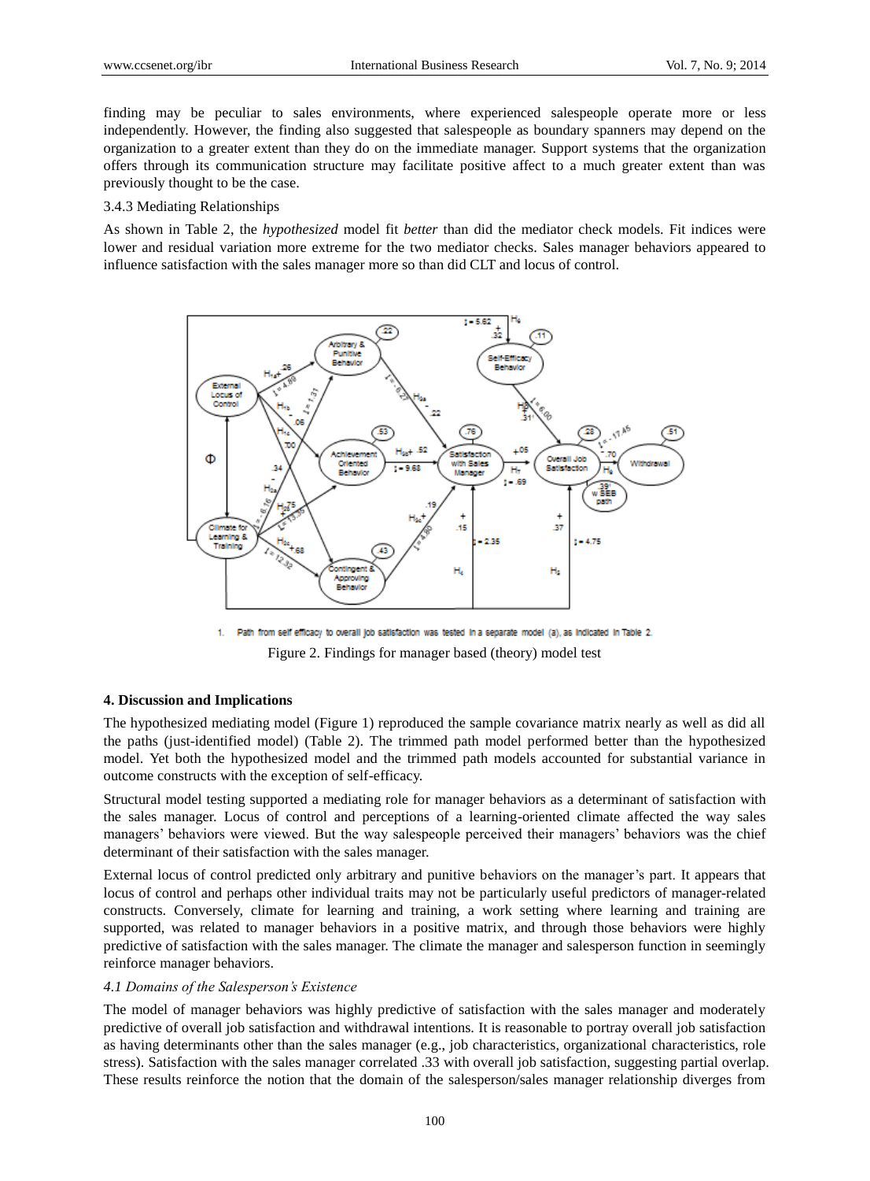finding may be peculiar to sales environments, where experienced salespeople operate more or less independently. However, the finding also suggested that salespeople as boundary spanners may depend on the organization to a greater extent than they do on the immediate manager. Support systems that the organization offers through its communication structure may facilitate positive affect to a much greater extent than was previously thought to be the case.

3.4.3 Mediating Relationships

As shown in Table 2, the *hypothesized* model fit *better* than did the mediator check models. Fit indices were lower and residual variation more extreme for the two mediator checks. Sales manager behaviors appeared to influence satisfaction with the sales manager more so than did CLT and locus of control.

1. Path from self efficacy to overall job satisfaction was tested in a separate model (a), as indicated in Table 2.

Figure 2. Findings for manager based (theory) model test

## 4. Discussion and Implications

The hypothesized mediating model (Figure 1) reproduced the sample covariance matrix nearly as well as did all the paths (just-identified model) (Table 2). The trimmed path model performed better than the hypothesized model. Yet both the hypothesized model and the trimmed path models accounted for substantial variance in outcome constructs with the exception of self-efficacy.

Structural model testing supported a mediating role for manager behaviors as a determinant of satisfaction with the sales manager. Locus of control and perceptions of a learning-oriented climate affected the way sales managers' behaviors were viewed. But the way salespeople perceived their managers' behaviors was the chief determinant of their satisfaction with the sales manager.

External locus of control predicted only arbitrary and punitive behaviors on the manager's part. It appears that locus of control and perhaps other individual traits may not be particularly useful predictors of manager-related constructs. Conversely, climate for learning and training, a work setting where learning and training are supported, was related to manager behaviors in a positive matrix, and through those behaviors were highly predictive of satisfaction with the sales manager. The climate the manager and salesperson function in seemingly reinforce manager behaviors.

### *4.1 Domains of the Salesperson's Existence*

The model of manager behaviors was highly predictive of satisfaction with the sales manager and moderately predictive of overall job satisfaction and withdrawal intentions. It is reasonable to portray overall job satisfaction as having determinants other than the sales manager (e.g., job characteristics, organizational characteristics, role stress). Satisfaction with the sales manager correlated .33 with overall job satisfaction, suggesting partial overlap. These results reinforce the notion that the domain of the salesperson/sales manager relationship diverges from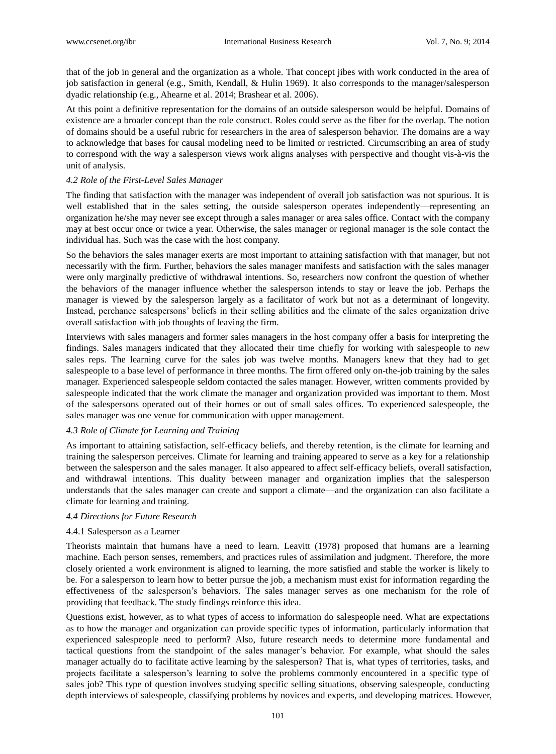that of the job in general and the organization as a whole. That concept jibes with work conducted in the area of job satisfaction in general (e.g., Smith, Kendall, & Hulin 1969). It also corresponds to the manager/salesperson dyadic relationship (e.g., Ahearne et al. 2014; Brashear et al. 2006).

At this point a definitive representation for the domains of an outside salesperson would be helpful. Domains of existence are a broader concept than the role construct. Roles could serve as the fiber for the overlap. The notion of domains should be a useful rubric for researchers in the area of salesperson behavior. The domains are a way to acknowledge that bases for causal modeling need to be limited or restricted. Circumscribing an area of study to correspond with the way a salesperson views work aligns analyses with perspective and thought vis-à-vis the unit of analysis.

### 4.2 Role of the First-Level Sales Manager

The finding that satisfaction with the manager was independent of overall job satisfaction was not spurious. It is well established that in the sales setting, the outside salesperson operates independently—representing an organization he/she may never see except through a sales manager or area sales office. Contact with the company may at best occur once or twice a year. Otherwise, the sales manager or regional manager is the sole contact the individual has. Such was the case with the host company.

So the behaviors the sales manager exerts are most important to attaining satisfaction with that manager, but not necessarily with the firm. Further, behaviors the sales manager manifests and satisfaction with the sales manager were only marginally predictive of withdrawal intentions. So, researchers now confront the question of whether the behaviors of the manager influence whether the salesperson intends to stay or leave the job. Perhaps the manager is viewed by the salesperson largely as a facilitator of work but not as a determinant of longevity. Instead, perchance salespersons' beliefs in their selling abilities and the climate of the sales organization drive overall satisfaction with job thoughts of leaving the firm.

Interviews with sales managers and former sales managers in the host company offer a basis for interpreting the findings. Sales managers indicated that they allocated their time chiefly for working with salespeople to *new* sales reps. The learning curve for the sales job was twelve months. Managers knew that they had to get salespeople to a base level of performance in three months. The firm offered only on-the-job training by the sales manager. Experienced salespeople seldom contacted the sales manager. However, written comments provided by salespeople indicated that the work climate the manager and organization provided was important to them. Most of the salespersons operated out of their homes or out of small sales offices. To experienced salespeople, the sales manager was one venue for communication with upper management.

### 4.3 Role of Climate for Learning and Training

As important to attaining satisfaction, self-efficacy beliefs, and thereby retention, is the climate for learning and training the salesperson perceives. Climate for learning and training appeared to serve as a key for a relationship between the salesperson and the sales manager. It also appeared to affect self-efficacy beliefs, overall satisfaction, and withdrawal intentions. This duality between manager and organization implies that the salesperson understands that the sales manager can create and support a climate—and the organization can also facilitate a climate for learning and training.

### 4.4 Directions for Future Research

#### 4.4.1 Salesperson as a Learner

Theorists maintain that humans have a need to learn. Leavitt (1978) proposed that humans are a learning machine. Each person senses, remembers, and practices rules of assimilation and judgment. Therefore, the more closely oriented a work environment is aligned to learning, the more satisfied and stable the worker is likely to be. For a salesperson to learn how to better pursue the job, a mechanism must exist for information regarding the effectiveness of the salesperson's behaviors. The sales manager serves as one mechanism for the role of providing that feedback. The study findings reinforce this idea.

Questions exist, however, as to what types of access to information do salespeople need. What are expectations as to how the manager and organization can provide specific types of information, particularly information that experienced salespeople need to perform? Also, future research needs to determine more fundamental and tactical questions from the standpoint of the sales manager's behavior. For example, what should the sales manager actually do to facilitate active learning by the salesperson? That is, what types of territories, tasks, and projects facilitate a salesperson's learning to solve the problems commonly encountered in a specific type of sales job? This type of question involves studying specific selling situations, observing salespeople, conducting depth interviews of salespeople, classifying problems by novices and experts, and developing matrices. However,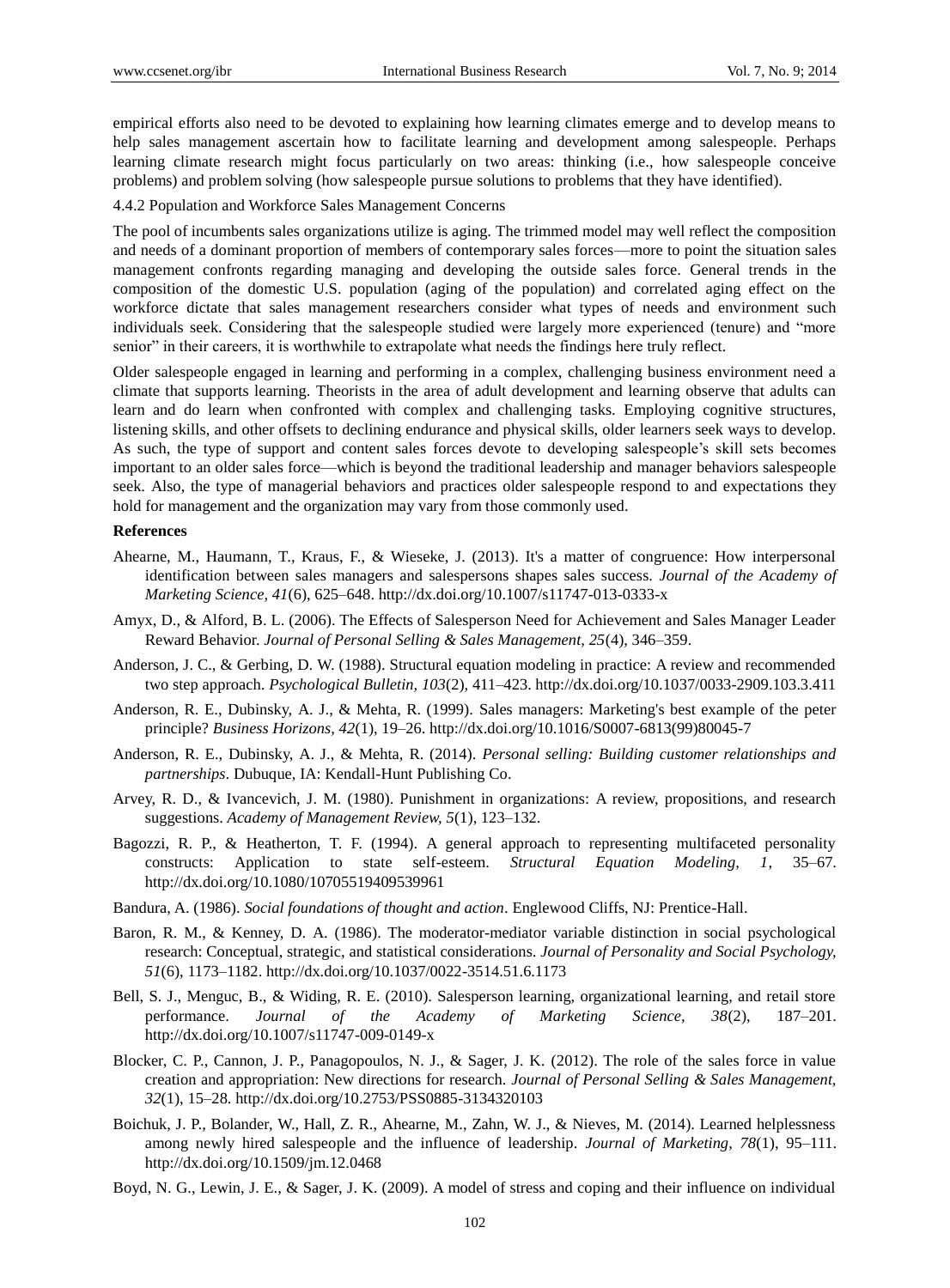empirical efforts also need to be devoted to explaining how learning climates emerge and to develop means to help sales management ascertain how to facilitate learning and development among salespeople. Perhaps learning climate research might focus particularly on two areas: thinking (i.e., how salespeople conceive problems) and problem solving (how salespeople pursue solutions to problems that they have identified).

4.4.2 Population and Workforce Sales Management Concerns

The pool of incumbents sales organizations utilize is aging. The trimmed model may well reflect the composition and needs of a dominant proportion of members of contemporary sales forces—more to point the situation sales management confronts regarding managing and developing the outside sales force. General trends in the composition of the domestic U.S. population (aging of the population) and correlated aging effect on the workforce dictate that sales management researchers consider what types of needs and environment such individuals seek. Considering that the salespeople studied were largely more experienced (tenure) and "more senior" in their careers, it is worthwhile to extrapolate what needs the findings here truly reflect.

Older salespeople engaged in learning and performing in a complex, challenging business environment need a climate that supports learning. Theorists in the area of adult development and learning observe that adults can learn and do learn when confronted with complex and challenging tasks. Employing cognitive structures, listening skills, and other offsets to declining endurance and physical skills, older learners seek ways to develop. As such, the type of support and content sales forces devote to developing salespeople's skill sets becomes important to an older sales force—which is beyond the traditional leadership and manager behaviors salespeople seek. Also, the type of managerial behaviors and practices older salespeople respond to and expectations they hold for management and the organization may vary from those commonly used.

**References**

Ahearne, M., Haumann, T., Kraus, F., & Wieseke, J. (2013). It's a matter of congruence: How interpersonal identification between sales managers and salespersons shapes sales success. *Journal of the Academy of Marketing Science, 41*(6), 625–648. http://dx.doi.org/10.1007/s11747-013-0333-x

Amyx, D., & Alford, B. L. (2006). The Effects of Salesperson Need for Achievement and Sales Manager Leader Reward Behavior. *Journal of Personal Selling & Sales Management, 25*(4), 346–359.

Anderson, J. C., & Gerbing, D. W. (1988). Structural equation modeling in practice: A review and recommended two step approach. *Psychological Bulletin, 103*(2), 411–423. http://dx.doi.org/10.1037/0033-2909.103.3.411

Anderson, R. E., Dubinsky, A. J., & Mehta, R. (1999). Sales managers: Marketing's best example of the peter principle? *Business Horizons, 42*(1), 19–26. http://dx.doi.org/10.1016/S0007-6813(99)80045-7

Anderson, R. E., Dubinsky, A. J., & Mehta, R. (2014). *Personal selling: Building customer relationships and partnerships*. Dubuque, IA: Kendall-Hunt Publishing Co.

Arvey, R. D., & Ivancevich, J. M. (1980). Punishment in organizations: A review, propositions, and research suggestions. *Academy of Management Review, 5*(1), 123–132.

Bagozzi, R. P., & Heatherton, T. F. (1994). A general approach to representing multifaceted personality constructs: Application to state self-esteem. *Structural Equation Modeling, 1*, 35–67. http://dx.doi.org/10.1080/10705519409539961

Bandura, A. (1986). *Social foundations of thought and action*. Englewood Cliffs, NJ: Prentice-Hall.

Baron, R. M., & Kenney, D. A. (1986). The moderator-mediator variable distinction in social psychological research: Conceptual, strategic, and statistical considerations. *Journal of Personality and Social Psychology, 51*(6), 1173–1182. http://dx.doi.org/10.1037/0022-3514.51.6.1173

Bell, S. J., Menguc, B., & Widing, R. E. (2010). Salesperson learning, organizational learning, and retail store performance. *Journal of the Academy of Marketing Science, 38*(2), 187–201. http://dx.doi.org/10.1007/s11747-009-0149-x

Blocker, C. P., Cannon, J. P., Panagopoulos, N. J., & Sager, J. K. (2012). The role of the sales force in value creation and appropriation: New directions for research. *Journal of Personal Selling & Sales Management, 32*(1), 15–28. http://dx.doi.org/10.2753/PSS0885-3134320103

Boichuk, J. P., Bolander, W., Hall, Z. R., Ahearne, M., Zahn, W. J., & Nieves, M. (2014). Learned helplessness among newly hired salespeople and the influence of leadership. *Journal of Marketing, 78*(1), 95–111. http://dx.doi.org/10.1509/jm.12.0468

Boyd, N. G., Lewin, J. E., & Sager, J. K. (2009). A model of stress and coping and their influence on individual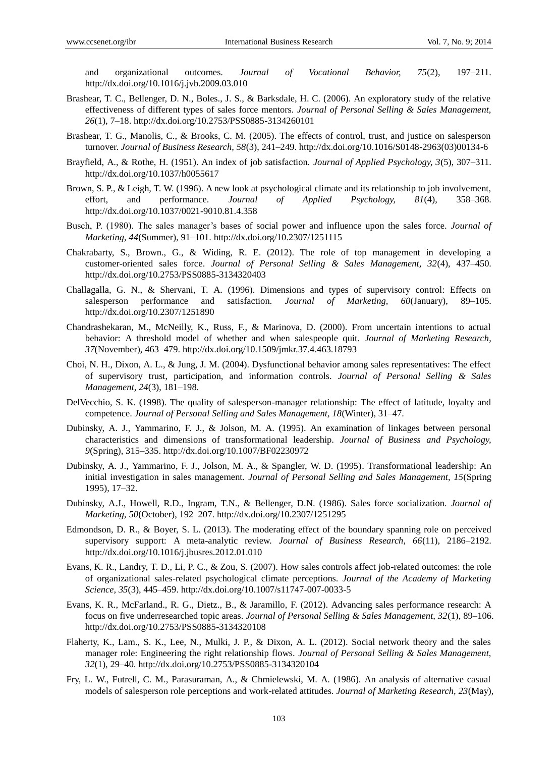and organizational outcomes. *Journal of Vocational Behavior, 75*(2), 197–211. http://dx.doi.org/10.1016/j.jvb.2009.03.010

Brashear, T. C., Bellenger, D. N., Boles., J. S., & Barksdale, H. C. (2006). An exploratory study of the relative effectiveness of different types of sales force mentors. *Journal of Personal Selling & Sales Management, 26*(1), 7–18. http://dx.doi.org/10.2753/PSS0885-3134260101

Brashear, T. G., Manolis, C., & Brooks, C. M. (2005). The effects of control, trust, and justice on salesperson turnover. *Journal of Business Research, 58*(3), 241–249. http://dx.doi.org/10.1016/S0148-2963(03)00134-6

Brayfield, A., & Rothe, H. (1951). An index of job satisfaction. *Journal of Applied Psychology, 3*(5), 307–311. http://dx.doi.org/10.1037/h0055617

Brown, S. P., & Leigh, T. W. (1996). A new look at psychological climate and its relationship to job involvement, effort, and performance. *Journal of Applied Psychology, 81*(4), 358–368. http://dx.doi.org/10.1037/0021-9010.81.4.358

Busch, P. (1980). The sales manager's bases of social power and influence upon the sales force. *Journal of Marketing, 44*(Summer), 91–101. http://dx.doi.org/10.2307/1251115

Chakrabarty, S., Brown., G., & Widing, R. E. (2012). The role of top management in developing a customer-oriented sales force. *Journal of Personal Selling & Sales Management, 32*(4), 437–450. http://dx.doi.org/10.2753/PSS0885-3134320403

Challagalla, G. N., & Shervani, T. A. (1996). Dimensions and types of supervisory control: Effects on salesperson performance and satisfaction. *Journal of Marketing, 60*(January), 89–105. http://dx.doi.org/10.2307/1251890

Chandrashekaran, M., McNeilly, K., Russ, F., & Marinova, D. (2000). From uncertain intentions to actual behavior: A threshold model of whether and when salespeople quit. *Journal of Marketing Research, 37*(November), 463–479. http://dx.doi.org/10.1509/jmkr.37.4.463.18793

Choi, N. H., Dixon, A. L., & Jung, J. M. (2004). Dysfunctional behavior among sales representatives: The effect of supervisory trust, participation, and information controls. *Journal of Personal Selling & Sales Management, 24*(3), 181–198.

DelVecchio, S. K. (1998). The quality of salesperson-manager relationship: The effect of latitude, loyalty and competence. *Journal of Personal Selling and Sales Management, 18*(Winter), 31–47.

Dubinsky, A. J., Yammarino, F. J., & Jolson, M. A. (1995). An examination of linkages between personal characteristics and dimensions of transformational leadership. *Journal of Business and Psychology, 9*(Spring), 315–335. http://dx.doi.org/10.1007/BF02230972

Dubinsky, A. J., Yammarino, F. J., Jolson, M. A., & Spangler, W. D. (1995). Transformational leadership: An initial investigation in sales management. *Journal of Personal Selling and Sales Management, 15*(Spring 1995), 17–32.

Dubinsky, A.J., Howell, R.D., Ingram, T.N., & Bellenger, D.N. (1986). Sales force socialization. *Journal of Marketing, 50*(October), 192–207. http://dx.doi.org/10.2307/1251295

Edmondson, D. R., & Boyer, S. L. (2013). The moderating effect of the boundary spanning role on perceived supervisory support: A meta-analytic review. *Journal of Business Research, 66*(11), 2186–2192. http://dx.doi.org/10.1016/j.jbusres.2012.01.010

Evans, K. R., Landry, T. D., Li, P. C., & Zou, S. (2007). How sales controls affect job-related outcomes: the role of organizational sales-related psychological climate perceptions. *Journal of the Academy of Marketing Science, 35*(3), 445–459. http://dx.doi.org/10.1007/s11747-007-0033-5

Evans, K. R., McFarland., R. G., Dietz., B., & Jaramillo, F. (2012). Advancing sales performance research: A focus on five underresearched topic areas. *Journal of Personal Selling & Sales Management, 32*(1), 89–106. http://dx.doi.org/10.2753/PSS0885-3134320108

Flaherty, K., Lam., S. K., Lee, N., Mulki, J. P., & Dixon, A. L. (2012). Social network theory and the sales manager role: Engineering the right relationship flows. *Journal of Personal Selling & Sales Management, 32*(1), 29–40. http://dx.doi.org/10.2753/PSS0885-3134320104

Fry, L. W., Futrell, C. M., Parasuraman, A., & Chmielewski, M. A. (1986). An analysis of alternative casual models of salesperson role perceptions and work-related attitudes. *Journal of Marketing Research, 23*(May),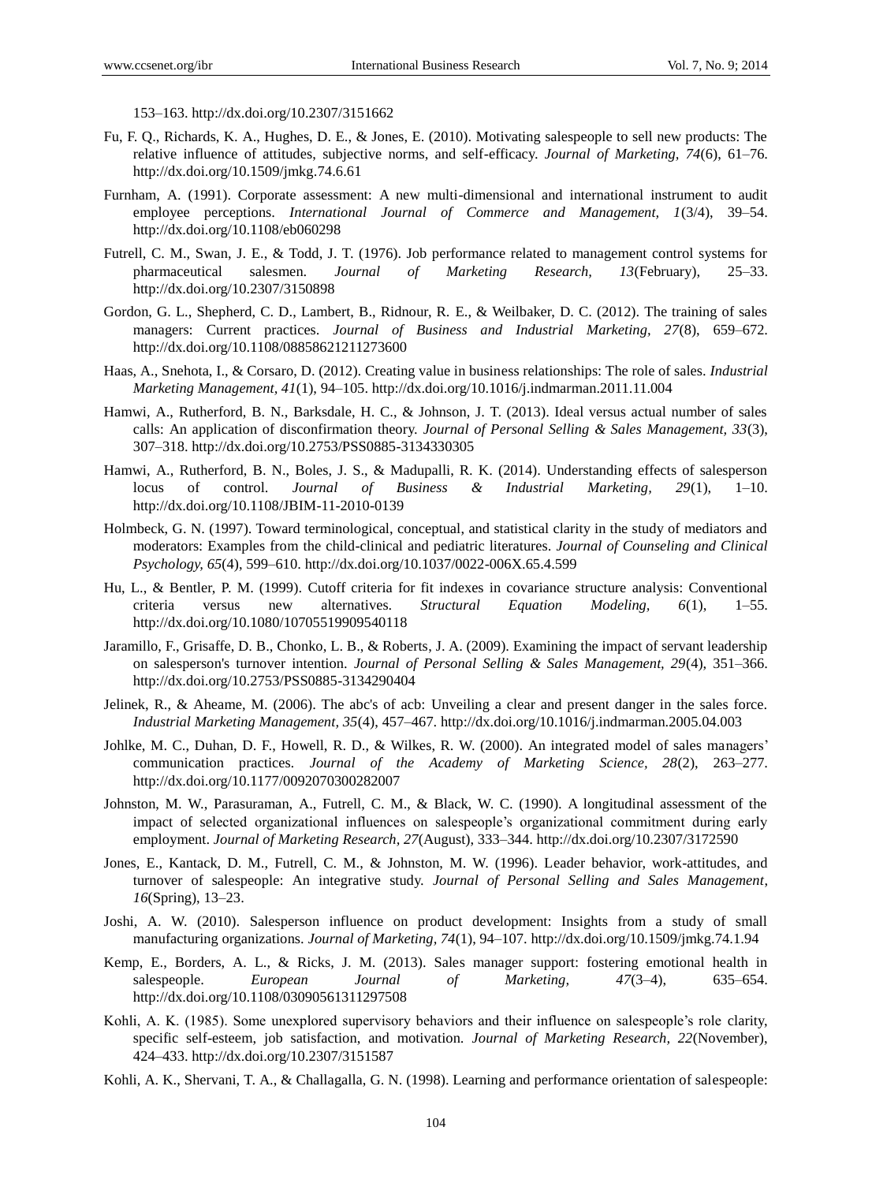153–163. http://dx.doi.org/10.2307/3151662

Fu, F. Q., Richards, K. A., Hughes, D. E., & Jones, E. (2010). Motivating salespeople to sell new products: The relative influence of attitudes, subjective norms, and self-efficacy. *Journal of Marketing, 74*(6), 61–76. http://dx.doi.org/10.1509/jmkg.74.6.61

Furnham, A. (1991). Corporate assessment: A new multi-dimensional and international instrument to audit employee perceptions. *International Journal of Commerce and Management, 1*(3/4), 39–54. http://dx.doi.org/10.1108/eb060298

Futrell, C. M., Swan, J. E., & Todd, J. T. (1976). Job performance related to management control systems for pharmaceutical salesmen. *Journal of Marketing Research, 13*(February), 25–33. http://dx.doi.org/10.2307/3150898

Gordon, G. L., Shepherd, C. D., Lambert, B., Ridnour, R. E., & Weilbaker, D. C. (2012). The training of sales managers: Current practices. *Journal of Business and Industrial Marketing, 27*(8), 659–672. http://dx.doi.org/10.1108/08858621211273600

Haas, A., Snehota, I., & Corsaro, D. (2012). Creating value in business relationships: The role of sales. *Industrial Marketing Management, 41*(1), 94–105. http://dx.doi.org/10.1016/j.indmarman.2011.11.004

Hamwi, A., Rutherford, B. N., Barksdale, H. C., & Johnson, J. T. (2013). Ideal versus actual number of sales calls: An application of disconfirmation theory. *Journal of Personal Selling & Sales Management, 33*(3), 307–318. http://dx.doi.org/10.2753/PSS0885-3134330305

Hamwi, A., Rutherford, B. N., Boles, J. S., & Madupalli, R. K. (2014). Understanding effects of salesperson locus of control. *Journal of Business & Industrial Marketing, 29*(1), 1–10. http://dx.doi.org/10.1108/JBIM-11-2010-0139

Holmbeck, G. N. (1997). Toward terminological, conceptual, and statistical clarity in the study of mediators and moderators: Examples from the child-clinical and pediatric literatures. *Journal of Counseling and Clinical Psychology, 65*(4), 599–610. http://dx.doi.org/10.1037/0022-006X.65.4.599

Hu, L., & Bentler, P. M. (1999). Cutoff criteria for fit indexes in covariance structure analysis: Conventional criteria versus new alternatives. *Structural Equation Modeling, 6*(1), 1–55. http://dx.doi.org/10.1080/10705519909540118

Jaramillo, F., Grisaffe, D. B., Chonko, L. B., & Roberts, J. A. (2009). Examining the impact of servant leadership on salesperson's turnover intention. *Journal of Personal Selling & Sales Management, 29*(4), 351–366. http://dx.doi.org/10.2753/PSS0885-3134290404

Jelinek, R., & Aheame, M. (2006). The abc's of acb: Unveiling a clear and present danger in the sales force. *Industrial Marketing Management, 35*(4), 457–467. http://dx.doi.org/10.1016/j.indmarman.2005.04.003

Johlke, M. C., Duhan, D. F., Howell, R. D., & Wilkes, R. W. (2000). An integrated model of sales managers' communication practices. *Journal of the Academy of Marketing Science, 28*(2), 263–277. http://dx.doi.org/10.1177/0092070300282007

Johnston, M. W., Parasuraman, A., Futrell, C. M., & Black, W. C. (1990). A longitudinal assessment of the impact of selected organizational influences on salespeople's organizational commitment during early employment. *Journal of Marketing Research, 27*(August), 333–344. http://dx.doi.org/10.2307/3172590

Jones, E., Kantack, D. M., Futrell, C. M., & Johnston, M. W. (1996). Leader behavior, work-attitudes, and turnover of salespeople: An integrative study. *Journal of Personal Selling and Sales Management, 16*(Spring), 13–23.

Joshi, A. W. (2010). Salesperson influence on product development: Insights from a study of small manufacturing organizations. *Journal of Marketing, 74*(1), 94–107. http://dx.doi.org/10.1509/jmkg.74.1.94

Kemp, E., Borders, A. L., & Ricks, J. M. (2013). Sales manager support: fostering emotional health in salespeople. *European Journal of Marketing, 47*(3–4), 635–654. http://dx.doi.org/10.1108/03090561311297508

Kohli, A. K. (1985). Some unexplored supervisory behaviors and their influence on salespeople's role clarity, specific self-esteem, job satisfaction, and motivation. *Journal of Marketing Research, 22*(November), 424–433. http://dx.doi.org/10.2307/3151587

Kohli, A. K., Shervani, T. A., & Challagalla, G. N. (1998). Learning and performance orientation of salespeople: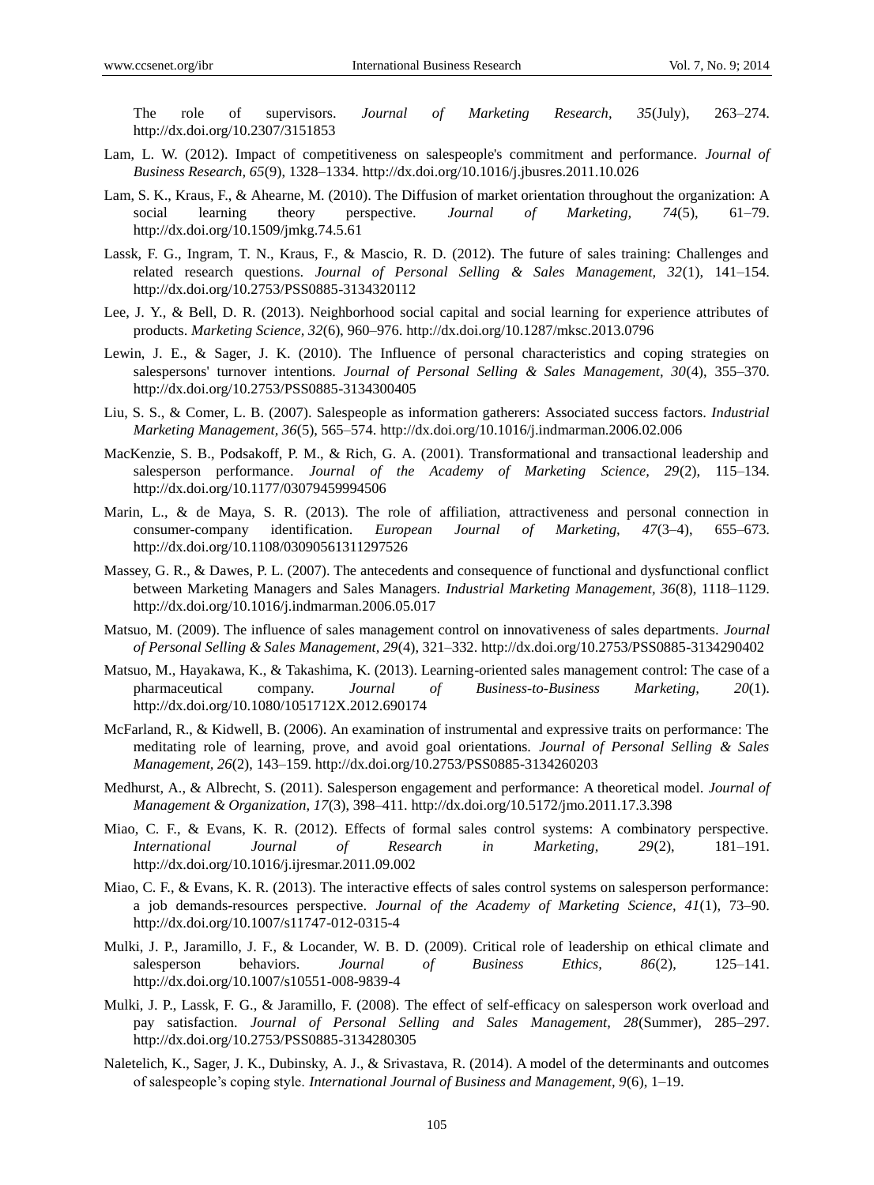The role of supervisors. *Journal of Marketing Research, 35*(July), 263–274. http://dx.doi.org/10.2307/3151853

Lam, L. W. (2012). Impact of competitiveness on salespeople's commitment and performance. *Journal of Business Research, 65*(9), 1328–1334. http://dx.doi.org/10.1016/j.jbusres.2011.10.026

Lam, S. K., Kraus, F., & Ahearne, M. (2010). The Diffusion of market orientation throughout the organization: A social learning theory perspective. *Journal of Marketing, 74*(5), 61–79. http://dx.doi.org/10.1509/jmkg.74.5.61

Lassk, F. G., Ingram, T. N., Kraus, F., & Mascio, R. D. (2012). The future of sales training: Challenges and related research questions. *Journal of Personal Selling & Sales Management, 32*(1), 141–154. http://dx.doi.org/10.2753/PSS0885-3134320112

Lee, J. Y., & Bell, D. R. (2013). Neighborhood social capital and social learning for experience attributes of products. *Marketing Science, 32*(6), 960–976. http://dx.doi.org/10.1287/mksc.2013.0796

Lewin, J. E., & Sager, J. K. (2010). The Influence of personal characteristics and coping strategies on salespersons' turnover intentions. *Journal of Personal Selling & Sales Management, 30*(4), 355–370. http://dx.doi.org/10.2753/PSS0885-3134300405

Liu, S. S., & Comer, L. B. (2007). Salespeople as information gatherers: Associated success factors. *Industrial Marketing Management, 36*(5), 565–574. http://dx.doi.org/10.1016/j.indmarman.2006.02.006

MacKenzie, S. B., Podsakoff, P. M., & Rich, G. A. (2001). Transformational and transactional leadership and salesperson performance. *Journal of the Academy of Marketing Science, 29*(2), 115–134. http://dx.doi.org/10.1177/03079459994506

Marin, L., & de Maya, S. R. (2013). The role of affiliation, attractiveness and personal connection in consumer-company identification. *European Journal of Marketing, 47*(3–4), 655–673. http://dx.doi.org/10.1108/03090561311297526

Massey, G. R., & Dawes, P. L. (2007). The antecedents and consequence of functional and dysfunctional conflict between Marketing Managers and Sales Managers. *Industrial Marketing Management, 36*(8), 1118–1129. http://dx.doi.org/10.1016/j.indmarman.2006.05.017

Matsuo, M. (2009). The influence of sales management control on innovativeness of sales departments. *Journal of Personal Selling & Sales Management, 29*(4), 321–332. http://dx.doi.org/10.2753/PSS0885-3134290402

Matsuo, M., Hayakawa, K., & Takashima, K. (2013). Learning-oriented sales management control: The case of a pharmaceutical company. *Journal of Business-to-Business Marketing, 20*(1). http://dx.doi.org/10.1080/1051712X.2012.690174

McFarland, R., & Kidwell, B. (2006). An examination of instrumental and expressive traits on performance: The meditating role of learning, prove, and avoid goal orientations. *Journal of Personal Selling & Sales Management, 26*(2), 143–159. http://dx.doi.org/10.2753/PSS0885-3134260203

Medhurst, A., & Albrecht, S. (2011). Salesperson engagement and performance: A theoretical model. *Journal of Management & Organization, 17*(3), 398–411. http://dx.doi.org/10.5172/jmo.2011.17.3.398

Miao, C. F., & Evans, K. R. (2012). Effects of formal sales control systems: A combinatory perspective. *International Journal of Research in Marketing, 29*(2), 181–191. http://dx.doi.org/10.1016/j.ijresmar.2011.09.002

Miao, C. F., & Evans, K. R. (2013). The interactive effects of sales control systems on salesperson performance: a job demands-resources perspective. *Journal of the Academy of Marketing Science, 41*(1), 73–90. http://dx.doi.org/10.1007/s11747-012-0315-4

Mulki, J. P., Jaramillo, J. F., & Locander, W. B. D. (2009). Critical role of leadership on ethical climate and salesperson behaviors. *Journal of Business Ethics, 86*(2), 125–141. http://dx.doi.org/10.1007/s10551-008-9839-4

Mulki, J. P., Lassk, F. G., & Jaramillo, F. (2008). The effect of self-efficacy on salesperson work overload and pay satisfaction. *Journal of Personal Selling and Sales Management, 28*(Summer), 285–297. http://dx.doi.org/10.2753/PSS0885-3134280305

Naletelich, K., Sager, J. K., Dubinsky, A. J., & Srivastava, R. (2014). A model of the determinants and outcomes of salespeople's coping style. *International Journal of Business and Management, 9*(6), 1–19.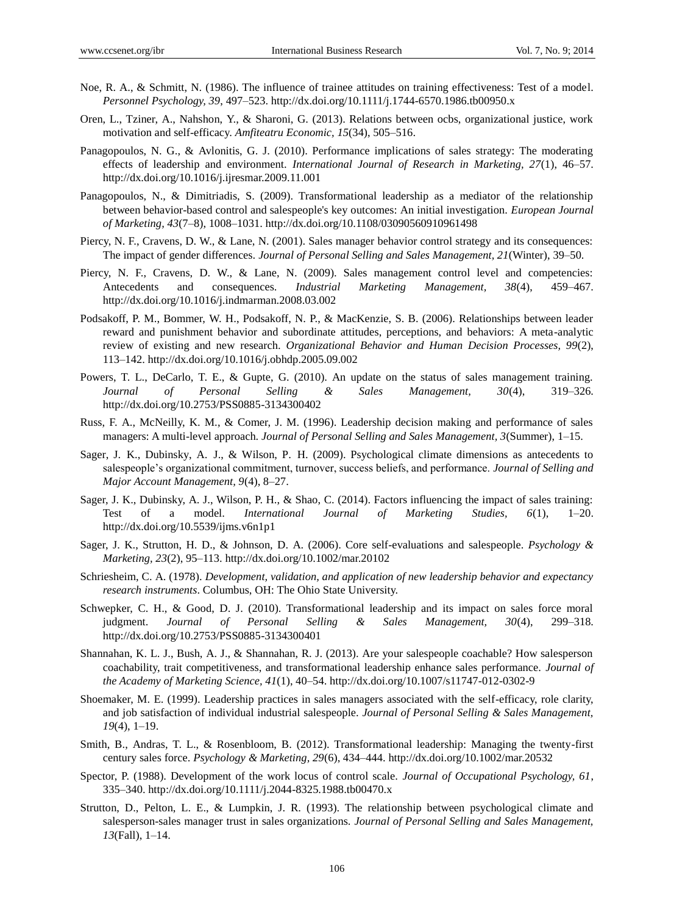Noe, R. A., & Schmitt, N. (1986). The influence of trainee attitudes on training effectiveness: Test of a model. *Personnel Psychology, 39*, 497–523. http://dx.doi.org/10.1111/j.1744-6570.1986.tb00950.x

Oren, L., Tziner, A., Nahshon, Y., & Sharoni, G. (2013). Relations between ocbs, organizational justice, work motivation and self-efficacy. *Amfiteatru Economic, 15*(34), 505–516.

Panagopoulos, N. G., & Avlonitis, G. J. (2010). Performance implications of sales strategy: The moderating effects of leadership and environment. *International Journal of Research in Marketing, 27*(1), 46–57. http://dx.doi.org/10.1016/j.ijresmar.2009.11.001

Panagopoulos, N., & Dimitriadis, S. (2009). Transformational leadership as a mediator of the relationship between behavior-based control and salespeople's key outcomes: An initial investigation. *European Journal of Marketing, 43*(7–8), 1008–1031. http://dx.doi.org/10.1108/03090560910961498

Piercy, N. F., Cravens, D. W., & Lane, N. (2001). Sales manager behavior control strategy and its consequences: The impact of gender differences. *Journal of Personal Selling and Sales Management, 21*(Winter), 39–50.

Piercy, N. F., Cravens, D. W., & Lane, N. (2009). Sales management control level and competencies: Antecedents and consequences. *Industrial Marketing Management, 38*(4), 459–467. http://dx.doi.org/10.1016/j.indmarman.2008.03.002

Podsakoff, P. M., Bommer, W. H., Podsakoff, N. P., & MacKenzie, S. B. (2006). Relationships between leader reward and punishment behavior and subordinate attitudes, perceptions, and behaviors: A meta-analytic review of existing and new research. *Organizational Behavior and Human Decision Processes, 99*(2), 113–142. http://dx.doi.org/10.1016/j.obhdp.2005.09.002

Powers, T. L., DeCarlo, T. E., & Gupte, G. (2010). An update on the status of sales management training. *Journal of Personal Selling & Sales Management, 30*(4), 319–326. http://dx.doi.org/10.2753/PSS0885-3134300402

Russ, F. A., McNeilly, K. M., & Comer, J. M. (1996). Leadership decision making and performance of sales managers: A multi-level approach. *Journal of Personal Selling and Sales Management, 3*(Summer), 1–15.

Sager, J. K., Dubinsky, A. J., & Wilson, P. H. (2009). Psychological climate dimensions as antecedents to salespeople's organizational commitment, turnover, success beliefs, and performance. *Journal of Selling and Major Account Management, 9*(4), 8–27.

Sager, J. K., Dubinsky, A. J., Wilson, P. H., & Shao, C. (2014). Factors influencing the impact of sales training: Test of a model. *International Journal of Marketing Studies, 6*(1), 1–20. http://dx.doi.org/10.5539/ijms.v6n1p1

Sager, J. K., Strutton, H. D., & Johnson, D. A. (2006). Core self-evaluations and salespeople. *Psychology & Marketing, 23*(2), 95–113. http://dx.doi.org/10.1002/mar.20102

Schriesheim, C. A. (1978). *Development, validation, and application of new leadership behavior and expectancy research instruments*. Columbus, OH: The Ohio State University.

Schwepker, C. H., & Good, D. J. (2010). Transformational leadership and its impact on sales force moral judgment. *Journal of Personal Selling & Sales Management, 30*(4), 299–318. http://dx.doi.org/10.2753/PSS0885-3134300401

Shannahan, K. L. J., Bush, A. J., & Shannahan, R. J. (2013). Are your salespeople coachable? How salesperson coachability, trait competitiveness, and transformational leadership enhance sales performance. *Journal of the Academy of Marketing Science, 41*(1), 40–54. http://dx.doi.org/10.1007/s11747-012-0302-9

Shoemaker, M. E. (1999). Leadership practices in sales managers associated with the self-efficacy, role clarity, and job satisfaction of individual industrial salespeople. *Journal of Personal Selling & Sales Management, 19*(4), 1–19.

Smith, B., Andras, T. L., & Rosenbloom, B. (2012). Transformational leadership: Managing the twenty-first century sales force. *Psychology & Marketing, 29*(6), 434–444. http://dx.doi.org/10.1002/mar.20532

Spector, P. (1988). Development of the work locus of control scale. *Journal of Occupational Psychology, 61*, 335–340. http://dx.doi.org/10.1111/j.2044-8325.1988.tb00470.x

Strutton, D., Pelton, L. E., & Lumpkin, J. R. (1993). The relationship between psychological climate and salesperson-sales manager trust in sales organizations. *Journal of Personal Selling and Sales Management, 13*(Fall), 1–14.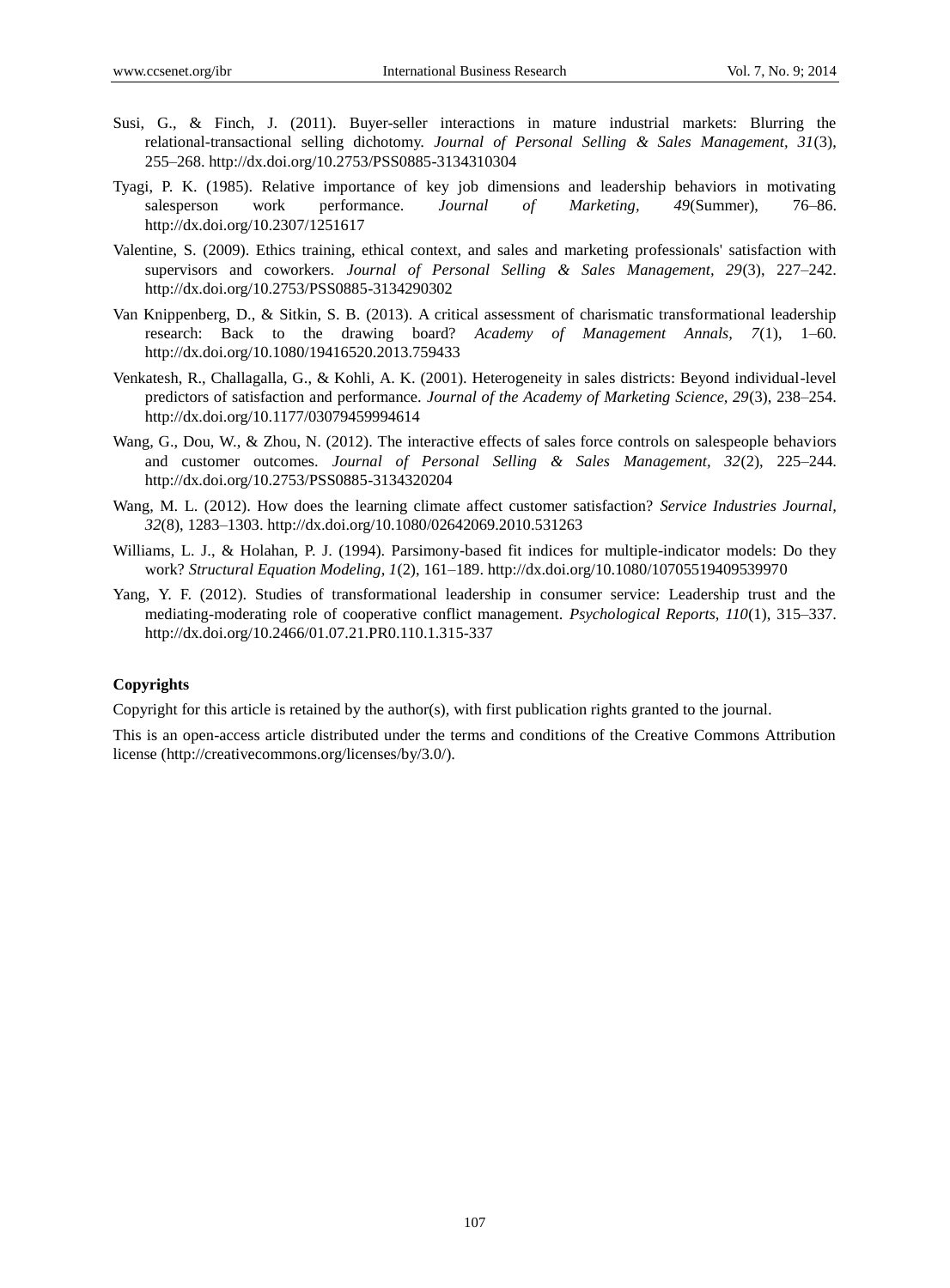Susi, G., & Finch, J. (2011). Buyer-seller interactions in mature industrial markets: Blurring the relational-transactional selling dichotomy. *Journal of Personal Selling & Sales Management, 31*(3), 255–268. http://dx.doi.org/10.2753/PSS0885-3134310304

Tyagi, P. K. (1985). Relative importance of key job dimensions and leadership behaviors in motivating salesperson work performance. *Journal of Marketing, 49*(Summer), 76–86. http://dx.doi.org/10.2307/1251617

Valentine, S. (2009). Ethics training, ethical context, and sales and marketing professionals' satisfaction with supervisors and coworkers. *Journal of Personal Selling & Sales Management, 29*(3), 227–242. http://dx.doi.org/10.2753/PSS0885-3134290302

Van Knippenberg, D., & Sitkin, S. B. (2013). A critical assessment of charismatic transformational leadership research: Back to the drawing board? *Academy of Management Annals, 7*(1), 1–60. http://dx.doi.org/10.1080/19416520.2013.759433

Venkatesh, R., Challagalla, G., & Kohli, A. K. (2001). Heterogeneity in sales districts: Beyond individual-level predictors of satisfaction and performance. *Journal of the Academy of Marketing Science, 29*(3), 238–254. http://dx.doi.org/10.1177/03079459994614

Wang, G., Dou, W., & Zhou, N. (2012). The interactive effects of sales force controls on salespeople behaviors and customer outcomes. *Journal of Personal Selling & Sales Management, 32*(2), 225–244. http://dx.doi.org/10.2753/PSS0885-3134320204

Wang, M. L. (2012). How does the learning climate affect customer satisfaction? *Service Industries Journal, 32*(8), 1283–1303. http://dx.doi.org/10.1080/02642069.2010.531263

Williams, L. J., & Holahan, P. J. (1994). Parsimony-based fit indices for multiple-indicator models: Do they work? *Structural Equation Modeling, 1*(2), 161–189. http://dx.doi.org/10.1080/10705519409539970

Yang, Y. F. (2012). Studies of transformational leadership in consumer service: Leadership trust and the mediating-moderating role of cooperative conflict management. *Psychological Reports, 110*(1), 315–337. http://dx.doi.org/10.2466/01.07.21.PR0.110.1.315-337

## Copyrights

Copyright for this article is retained by the author(s), with first publication rights granted to the journal.

This is an open-access article distributed under the terms and conditions of the Creative Commons Attribution license (http://creativecommons.org/licenses/by/3.0/).